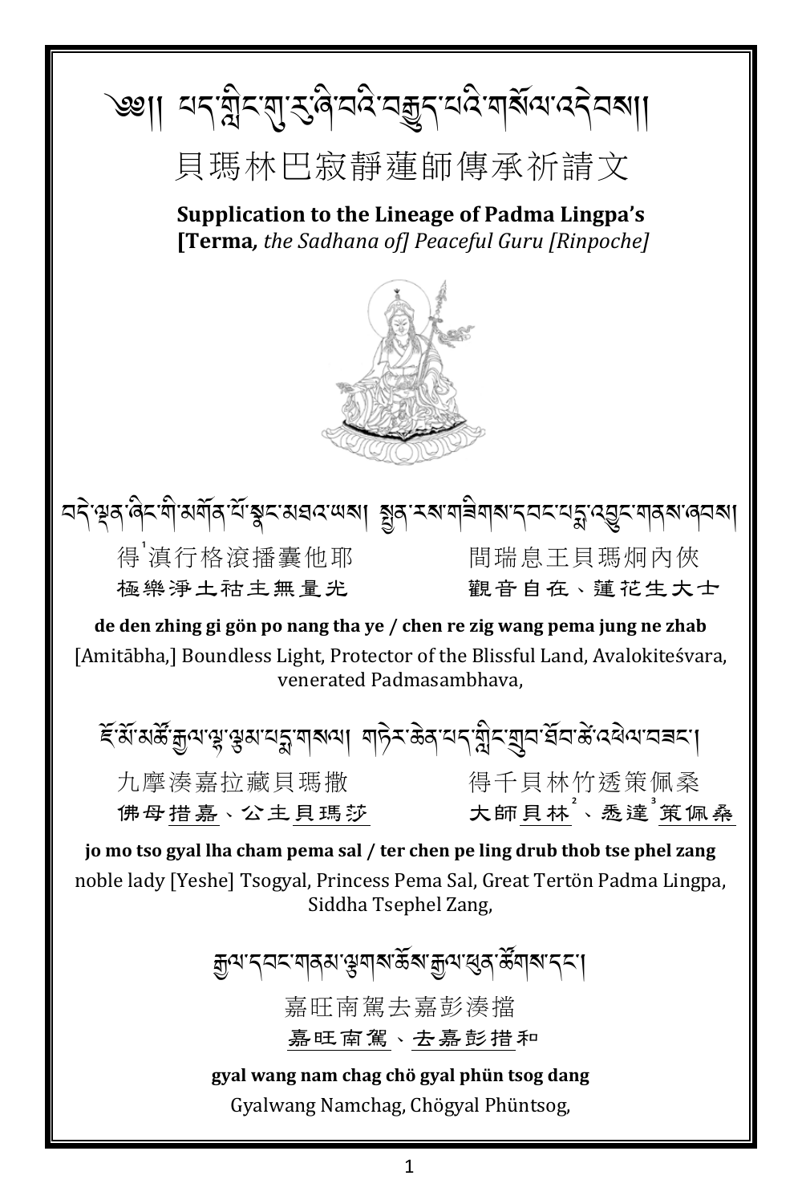# ༄༅། །པད་གླིང་གུ་རུ་ཞི་བའི་བརྒྱུད་པའི་གསོལ་འདེབས། །

## 貝瑪林巴寂靜蓮師傳承祈請文

**Supplication to the Lineage of Padma Lingpa's [Terma,** ***the Sadhana of] Peaceful Guru [Rinpoche]***

བདེ་ལྡན་ཞིང་གི་མགོན་པོ་སྣང་མཐའ་ཡས། སྤྱན་རས་གཟིགས་དབང་པདྨ་འབྱུང་གནས་ཞབས།

得[1]滇行格滾播囊他耶　　間瑞息王貝瑪炯內俠

極樂淨土祜主無量光　　觀音自在、蓮花生大士

**de den zhing gi gön po nang tha ye / chen re zig wang pema jung ne zhab**

[Amitābha,] Boundless Light, Protector of the Blissful Land, Avalokiteśvara, venerated Padmasambhava,

ཇོ་མོ་མཚོ་རྒྱལ་ལྷ་ལྕམ་པདྨ་གསལ། གཏེར་ཆེན་པད་གླིང་གྲུབ་ཐོབ་ཚེ་འཕེལ་བཟང་།

九摩湊嘉拉藏貝瑪撒　　得千貝林竹透策佩桑

佛母措嘉、公主貝瑪莎　　大師貝林[2]、悉達[3]策佩桑

**jo mo tso gyal lha cham pema sal / ter chen pe ling drub thob tse phel zang**

noble lady [Yeshe] Tsogyal, Princess Pema Sal, Great Tertön Padma Lingpa, Siddha Tsephel Zang,

རྒྱལ་དབང་གནམ་ལྕགས་ཆོས་རྒྱལ་ཕུན་ཚོགས་དང་།

嘉旺南鴐去嘉彭湊擋

嘉旺南鴐、去嘉彭措和

**gyal wang nam chag chö gyal phün tsog dang**

Gyalwang Namchag, Chögyal Phüntsog,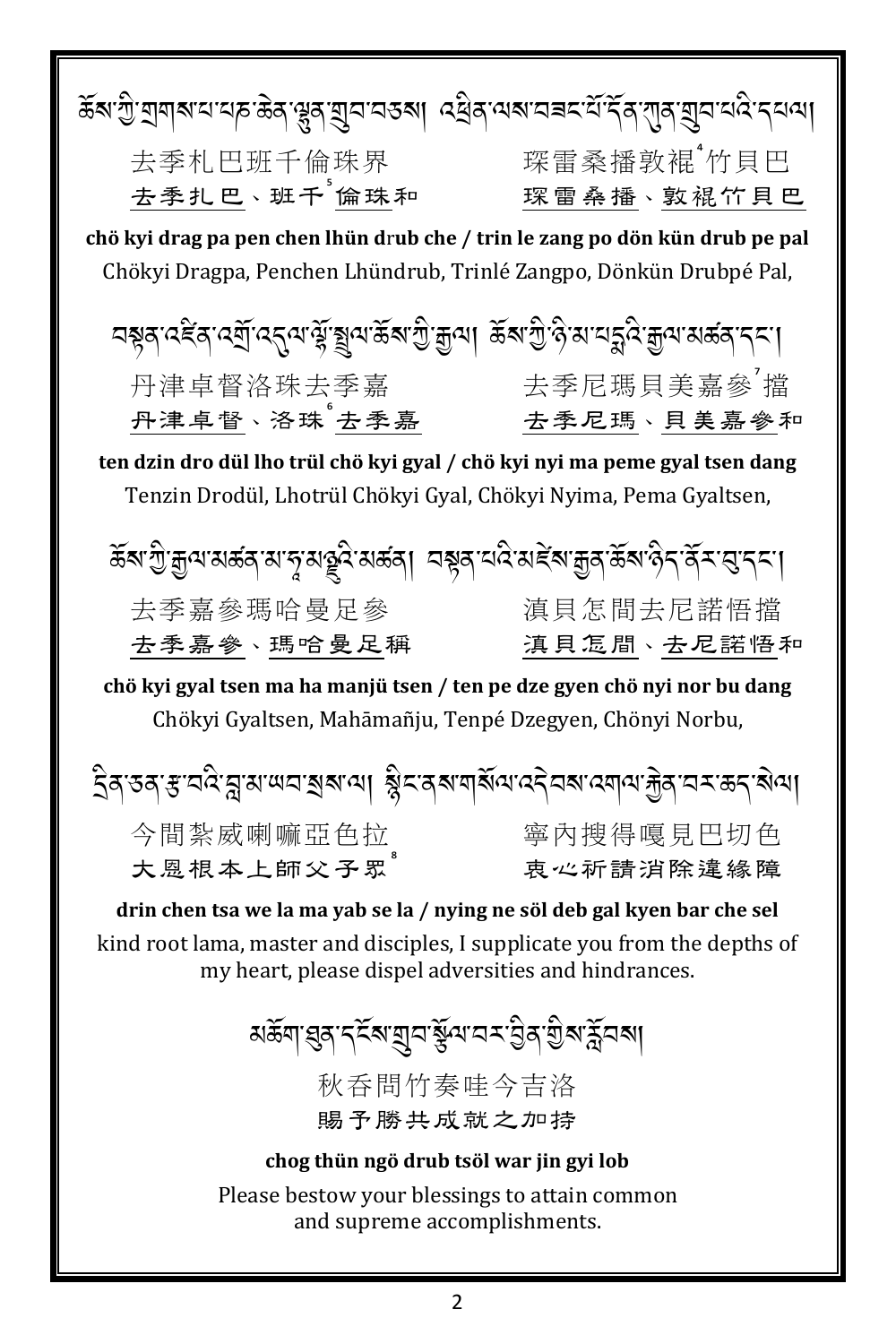ཆོས་ཀྱི་གྲགས་པ་པཎ་ཆེན་ལྷུན་གྲུབ་བཅས། འཕྲིན་ལས་བཟང་པོ་དོན་ཀུན་གྲུབ་པའི་དཔལ།

去季札巴班千倫珠界　　　琛雷桑播敦袞[4]竹貝巴

去季扎巴、班千[5]倫珠和　　　琛雷桑播、敦袞竹貝巴

**chö kyi drag pa pen chen lhün drub che / trin le zang po dön kün drub pe pal**

Chökyi Dragpa, Penchen Lhündrub, Trinlé Zangpo, Dönkün Drubpé Pal,

བསྟན་འཛིན་འགྲོ་འདུལ་ལྷོ་སྤྲུལ་ཆོས་ཀྱི་རྒྱལ། ཆོས་ཀྱི་ཉི་མ་པདྨའི་རྒྱལ་མཚན་དང་།

丹津卓督洛珠去季嘉　　　去季尼瑪貝美嘉參[7]擋

丹津卓督、洛珠[6]去季嘉　　　去季尼瑪、貝美嘉參和

**ten dzin dro dül lho trül chö kyi gyal / chö kyi nyi ma peme gyal tsen dang**

Tenzin Drodül, Lhotrül Chökyi Gyal, Chökyi Nyima, Pema Gyaltsen,

ཆོས་ཀྱི་རྒྱལ་མཚན་མ་ཧཱ་མཉྫུའི་མཚན། བསྟན་པའི་མཛེས་རྒྱན་ཆོས་ཉིད་ནོར་བུ་དང་།

去季嘉參瑪哈曼足參　　　滇貝怎間去尼諾悟擋

去季嘉參、瑪哈曼足稱　　　滇貝怎間、去尼諾悟和

**chö kyi gyal tsen ma ha manjü tsen / ten pe dze gyen chö nyi nor bu dang**

Chökyi Gyaltsen, Mahāmañju, Tenpé Dzegyen, Chönyi Norbu,

དྲིན་ཅན་རྩ་བའི་བླ་མ་ཡབ་སྲས་ལ། སྙིང་ནས་གསོལ་འདེབས་འགལ་རྐྱེན་བར་ཆད་སེལ།

今間紮威喇嘛亞色拉　　　寧內搜得嘎見巴切色

大恩根本上師父子眾[8]　　　衷心祈請消除違緣障

**drin chen tsa we la ma yab se la / nying ne söl deb gal kyen bar che sel**

kind root lama, master and disciples, I supplicate you from the depths of my heart, please dispel adversities and hindrances.

མཆོག་ཐུན་དངོས་གྲུབ་སྩོལ་བར་བྱིན་གྱིས་རློབས།

秋呑問竹奏哇今吉洛

賜予勝共成就之加持

**chog thün ngö drub tsöl war jin gyi lob**

Please bestow your blessings to attain common and supreme accomplishments.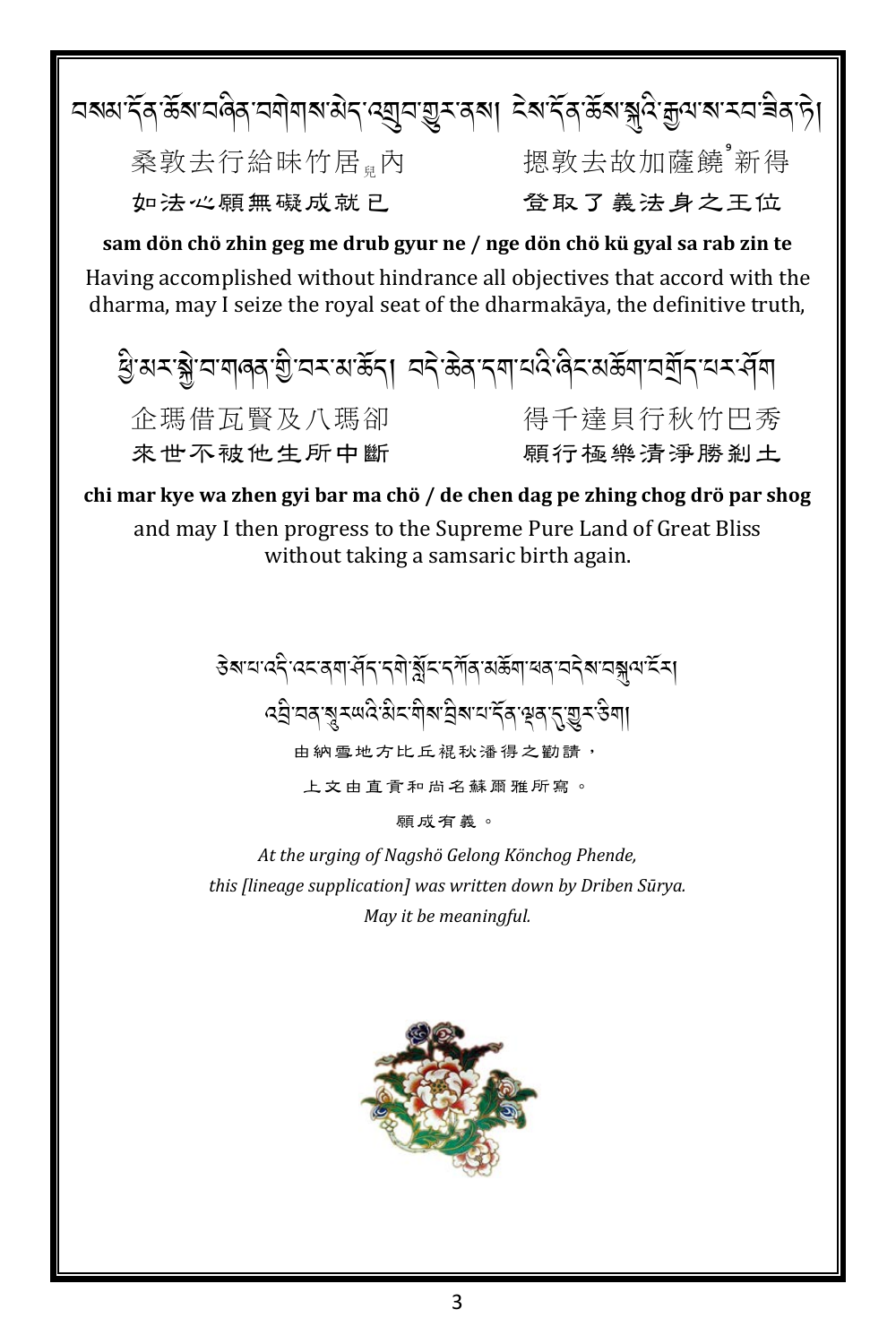བསམ་དོན་ཆོས་བཞིན་བགེགས་མེད་འགྲུབ་གྱུར་ནས། ངེས་དོན་ཆོས་སྐུའི་རྒྱལ་ས་རབ་ཟིན་ཏེ།

桑敦去行給昧竹居_兒內　　摁敦去故加薩饒[°]新得

如法心願無礙成就已　　登取了義法身之王位

**sam dön chö zhin geg me drub gyur ne / nge dön chö kü gyal sa rab zin te**

Having accomplished without hindrance all objectives that accord with the dharma, may I seize the royal seat of the dharmakāya, the definitive truth,

ཕྱི་མར་སྐྱེ་བ་གཞན་གྱི་བར་མ་ཆོད། བདེ་ཆེན་དག་པའི་ཞིང་མཆོག་བགྲོད་པར་ཤོག

企瑪借瓦賢及八瑪卻　　得千達貝行秋竹巴秀

來世不被他生所中斷　　願行極樂清淨勝剎土

**chi mar kye wa zhen gyi bar ma chö / de chen dag pe zhing chog drö par shog**

and may I then progress to the Supreme Pure Land of Great Bliss without taking a samsaric birth again.

ཅེས་པ་འདི་འང་ནག་ཤོད་དགེ་སློང་དཀོན་མཆོག་ཕན་བདེས་བསྐུལ་ངོར།

འབྲི་བན་སཱུརྱའི་མིང་གིས་བྲིས་པ་དོན་ལྡན་དུ་གྱུར་ཅིག།

由納雪地方比丘袞秋潘得之勸請，

上文由直賁和尚名蘇爾雅所寫。

願成有義。

*At the urging of Nagshö Gelong Könchog Phende,*
*this [lineage supplication] was written down by Driben Sūrya.*
*May it be meaningful.*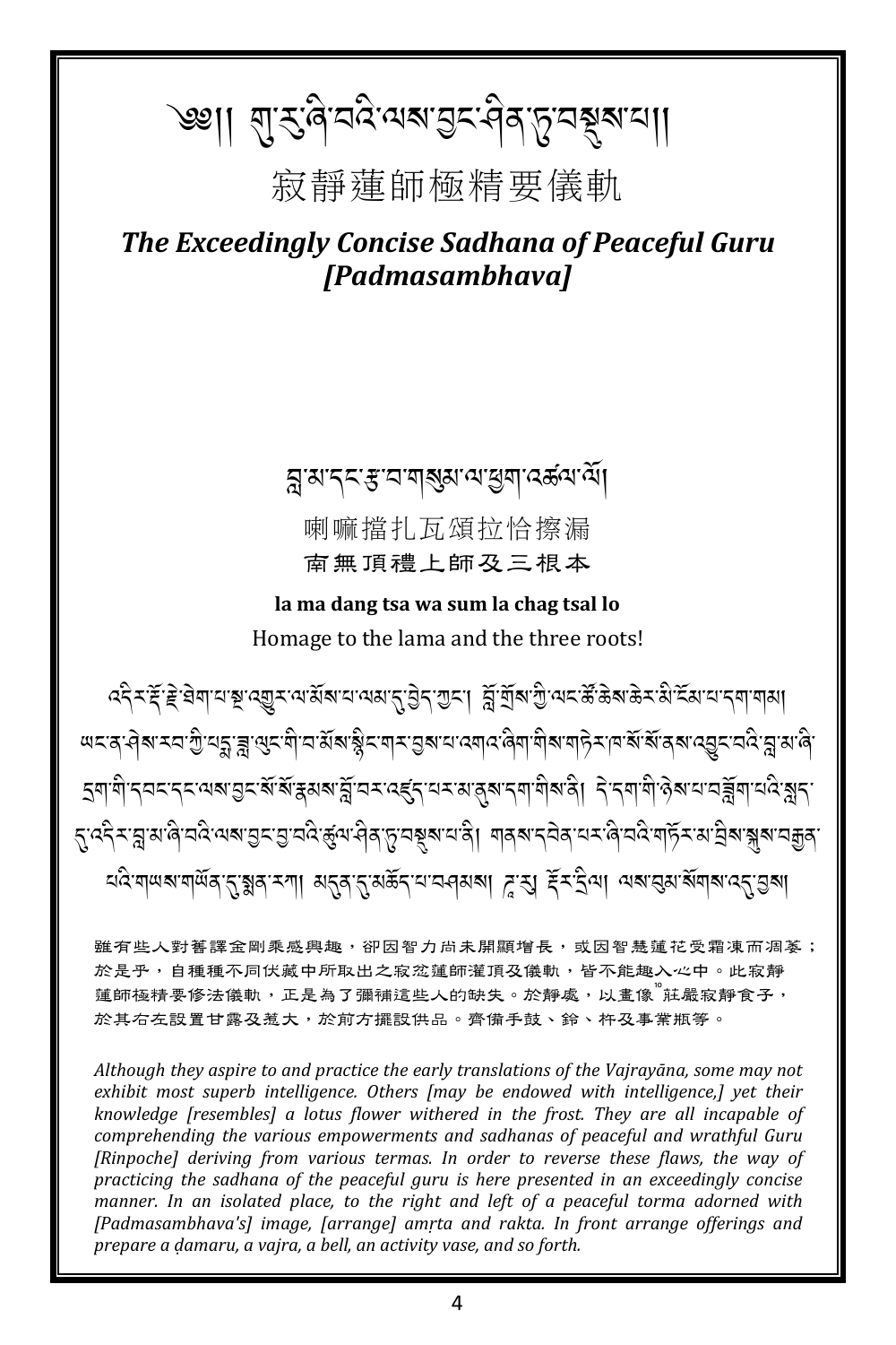# ༄༅། །གུ་རུ་ཞི་བའི་ལས་བྱང་ཤིན་ཏུ་བསྡུས་པ།།

# 寂靜蓮師極精要儀軌

## *The Exceedingly Concise Sadhana of Peaceful Guru [Padmasambhava]*

བླ་མ་དང་རྩ་བ་གསུམ་ལ་ཕྱག་འཚལ་ལོ།

喇嘛擋扎瓦頌拉恰擦漏

南無頂禮上師及三根本

**la ma dang tsa wa sum la chag tsal lo**

Homage to the lama and the three roots!

འདིར་རྡོ་རྗེ་ཐེག་པ་སྔ་འགྱུར་ལ་མོས་པ་ལམ་དུ་བྱེད་ཀྱང་། བློ་གྲོས་ཀྱི་ཡང་ཚེ་ཆེས་ཆེར་མི་རྣོ་བ་དག་གམ། ཡང་ན་ཤེས་རབ་ཀྱི་པདྨ་བླ་ལུང་གི་བ་མོས་སྙིང་གར་བུས་པ་འགའ་ཞིག་གིས་གཏེར་ཁ་སོ་སོ་ནས་འབྱུང་བའི་བླ་མ་ཞི་དྲག་གི་དབང་དང་ལས་བྱང་སོ་སོ་རྣམས་བློ་བར་འཛུད་པར་མ་ནུས་དག་གིས་ནི། དེ་དག་གི་ཉེས་པ་བཟློག་པའི་སླད་དུ་འདིར་བླ་མ་ཞི་བའི་ལས་བྱང་བྱ་བའི་ཚུལ་ཤིན་ཏུ་བསྡུས་པ་ནི། གནས་དབེན་པར་ཞི་བའི་གཏོར་མ་བྲིས་སྐུ་བརྒྱན་པའི་གཡས་གཡོན་དུ་སྨན་རཀ། མདུན་དུ་མཆོད་པ་བཤམས། ཌཱ་མ། རྡོར་དྲིལ། ལས་བུམ་སོགས་འདུ་བྱས།

雖有些人對舊譯金剛乘感興趣，卻因智力尚未開顯增長，或因智慧蓮花受霜凍而凋萎；於是乎，自種種不同伏藏中所取出之寂忿蓮師灌頂及儀軌，皆不能趣入心中。此寂靜蓮師極精要修法儀軌，正是為了彌補這些人的缺失。於靜處，以畫像[10]莊嚴寂靜食子，於其右左設置甘露及惹大，於前方擺設供品。齊備手鼓、鈴、杵及事業瓶等。

*Although they aspire to and practice the early translations of the Vajrayāna, some may not exhibit most superb intelligence. Others [may be endowed with intelligence,] yet their knowledge [resembles] a lotus flower withered in the frost. They are all incapable of comprehending the various empowerments and sadhanas of peaceful and wrathful Guru [Rinpoche] deriving from various termas. In order to reverse these flaws, the way of practicing the sadhana of the peaceful guru is here presented in an exceedingly concise manner. In an isolated place, to the right and left of a peaceful torma adorned with [Padmasambhava's] image, [arrange] amṛta and rakta. In front arrange offerings and prepare a ḍamaru, a vajra, a bell, an activity vase, and so forth.*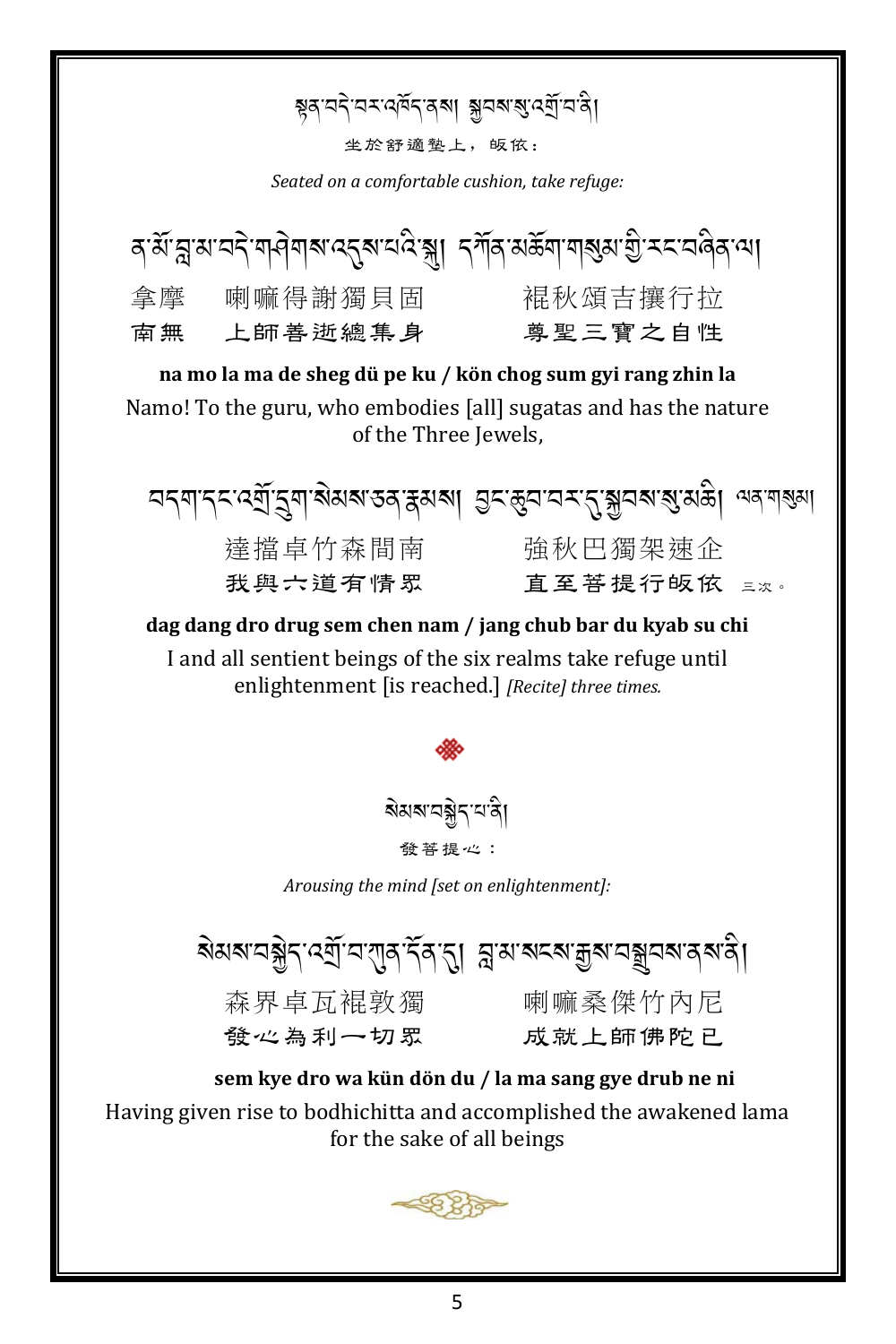སྟན་བདེ་བར་འཁོད་ནས། སྐྱབས་སུ་འགྲོ་བ་ནི།

坐於舒適墊上，皈依：

*Seated on a comfortable cushion, take refuge:*

ན་མོ་བླ་མ་བདེ་གཤེགས་འདུས་པའི་སྐུ། དཀོན་མཆོག་གསུམ་གྱི་རང་བཞིན་ལ།

拿摩　喇嘛得謝獨貝固　　袞秋頌吉攘行拉

南無　上師善逝總集身　　尊聖三寶之自性

**na mo la ma de sheg dü pe ku / kön chog sum gyi rang zhin la**

Namo! To the guru, who embodies [all] sugatas and has the nature of the Three Jewels,

བདག་དང་འགྲོ་དྲུག་སེམས་ཅན་རྣམས། བྱང་ཆུབ་བར་དུ་སྐྱབས་སུ་མཆི། ལན་གསུམ།

達擋卓竹森間南　　強秋巴獨架速企

我與六道有情眾　　直至菩提行皈依　三次。

**dag dang dro drug sem chen nam / jang chub bar du kyab su chi**

I and all sentient beings of the six realms take refuge until enlightenment [is reached.] *[Recite] three times.*

སེམས་བསྐྱེད་པ་ནི།

發菩提心：

*Arousing the mind [set on enlightenment]:*

སེམས་བསྐྱེད་འགྲོ་བ་ཀུན་དོན་དུ། བླ་མ་སངས་རྒྱས་བསྒྲུབས་ནས་ནི།

森界卓瓦袞敦獨　　喇嘛桑傑竹內尼

發心為利一切眾　　成就上師佛陀已

**sem kye dro wa kün dön du / la ma sang gye drub ne ni**

Having given rise to bodhichitta and accomplished the awakened lama for the sake of all beings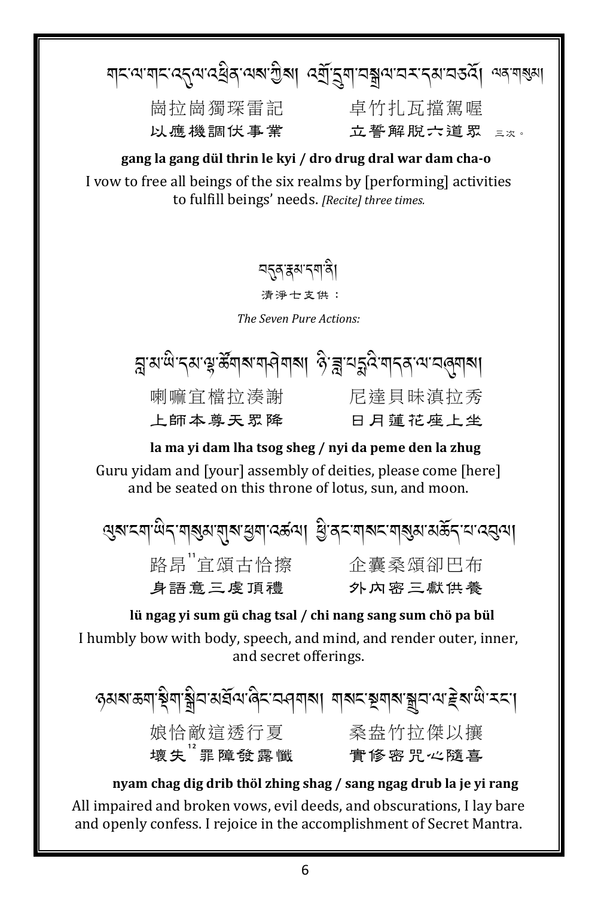གང་ལ་གང་འདུལ་འཕྲིན་ལས་ཀྱིས། འགྲོ་དྲུག་བྲལ་བར་དམ་བཅའོ། ལན་གསུམ།

崗拉崗獨琛雷記　　卓竹扎瓦擋駕喔

以應機調伏事業　　立誓解脫六道眾 三次。

**gang la gang dül thrin le kyi / dro drug dral war dam cha-o**

I vow to free all beings of the six realms by [performing] activities to fulfill beings' needs. *[Recite] three times.*

བདུན་རྣམ་དག་ནི།

清淨七支供：

*The Seven Pure Actions:*

བླ་མ་ཡི་དམ་ལྷ་ཚོགས་གཤེགས། ཉི་ཟླ་པདྨའི་གདན་ལ་བཞུགས།

喇嘛宜檔拉湊謝　　尼達貝昧滇拉秀

上師本尊天眾降　　日月蓮花座上坐

**la ma yi dam lha tsog sheg / nyi da peme den la zhug**

Guru yidam and [your] assembly of deities, please come [here] and be seated on this throne of lotus, sun, and moon.

ལུས་ངག་ཡིད་གསུམ་གུས་ཕྱག་འཚལ། ཕྱི་ནང་གསང་གསུམ་མཆོད་པ་འབུལ།

路昂[11]宜頌古恰擦　　企囊桑頌卻巴布

身語意三虔頂禮　　外內密三獻供養

**lü ngag yi sum gü chag tsal / chi nang sang sum chö pa bül**

I humbly bow with body, speech, and mind, and render outer, inner, and secret offerings.

ཉམས་ཆག་སྡིག་སྒྲིབ་མཐོལ་ཞིང་བཤགས། གསང་སྔགས་སྒྲུབ་ལ་རྗེས་ཡི་རང་།

娘恰敵這透行夏　　桑盎竹拉傑以攘

壞失[12]罪障發露懺　　實修密咒心隨喜

**nyam chag dig drib thöl zhing shag / sang ngag drub la je yi rang**

All impaired and broken vows, evil deeds, and obscurations, I lay bare and openly confess. I rejoice in the accomplishment of Secret Mantra.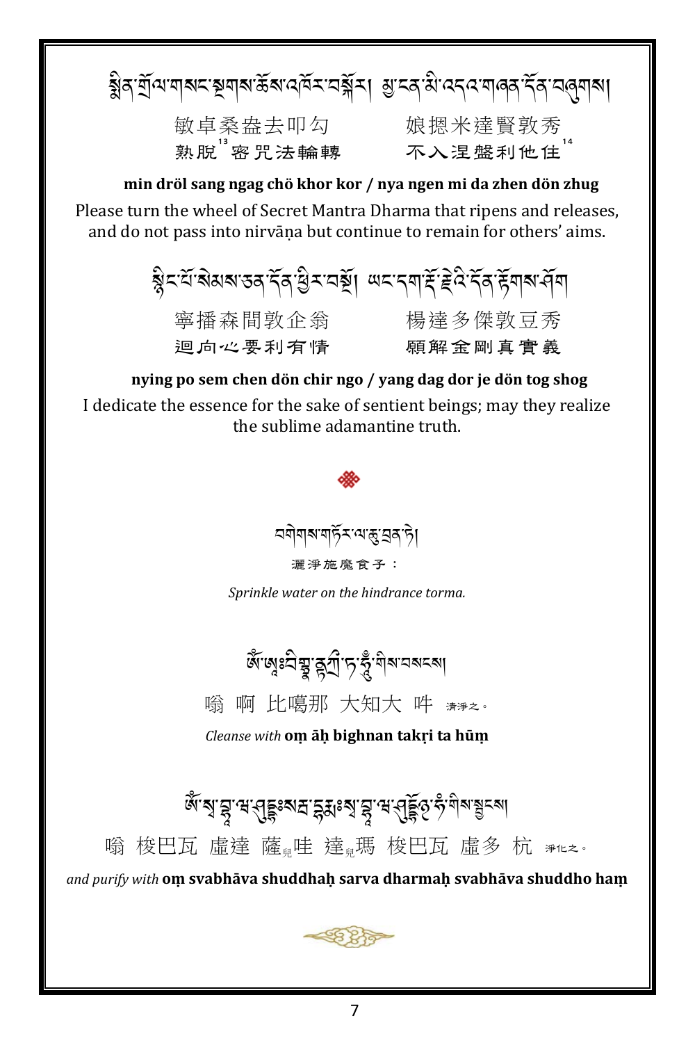སྨིན་གྲོལ་གསང་སྔགས་ཆོས་འཁོར་བསྐོར། མྱ་ངན་མི་འདའ་གཞན་དོན་བཞུགས།

敏卓桑盎去叩勾　　娘摁米達賢敦秀

熟脫[13]密咒法輪轉　　不入涅盤利他住[14]

**min dröl sang ngag chö khor kor / nya ngen mi da zhen dön zhug**

Please turn the wheel of Secret Mantra Dharma that ripens and releases, and do not pass into nirvāṇa but continue to remain for others' aims.

སྙིང་པོ་སེམས་ཅན་དོན་ཕྱིར་བསྔོ། ཡང་དག་རྡོ་རྗེའི་དོན་རྟོགས་ཤོག

寧播森間敦企翁　　楊達多傑敦豆秀

迴向心要利有情　　願解金剛真實義

**nying po sem chen dön chir ngo / yang dag dor je dön tog shog**

I dedicate the essence for the sake of sentient beings; may they realize the sublime adamantine truth.

བགེགས་གཏོར་ལ་ཆུ་བྲན་ཏེ།

灑淨施魔食子：

*Sprinkle water on the hindrance torma.*

ཨོཾ་ཨཿབིགྣཱན་ཏཀྲྀ་ཏ་ཧཱུྃ་གིས་བསངས།

嗡 啊 比噶那 大知大 吽 清淨之。

*Cleanse with* **oṃ āḥ bighnan takṛi ta hūṃ**

ཨོཾ་སྭ་བྷཱ་ཝ་ཤུདྡྷཿསརྦ་དྷརྨཱཿསྭ་བྷཱ་ཝ་ཤུདྡྷོ྅ཧཾ་གིས་སྦྱངས།

嗡 梭巴瓦 虛達 薩ₙ哇 達ₙ瑪 梭巴瓦 虛多 杭 淨化之。

*and purify with* **oṃ svabhāva shuddhaḥ sarva dharmaḥ svabhāva shuddho haṃ**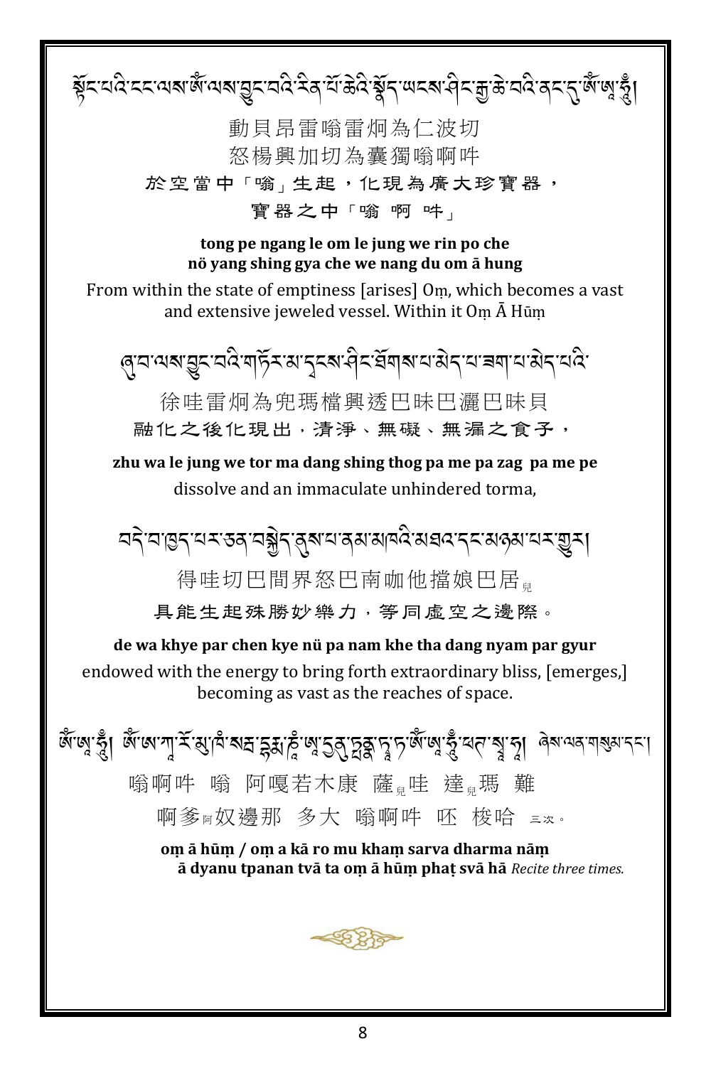སྟོང་པའི་ངང་ལས་ཨོཾ་ལས་བྱུང་བའི་རིན་པོ་ཆེའི་སྣོད་ཡངས་ཤིང་རྒྱ་ཆེ་བའི་ནང་དུ་ཨོཾ་ཨཱཿཧཱུྃ།

動貝昂雷嗡雷炯為仁波切

怒楊興加切為囊獨嗡啊吽

於空當中「嗡」生起，化現為廣大珍寶器，

寶器之中「嗡 啊 吽」

**tong pe ngang le om le jung we rin po che**
**nö yang shing gya che we nang du om ā hung**

From within the state of emptiness [arises] Oṃ, which becomes a vast and extensive jeweled vessel. Within it Oṃ Ā Hūṃ

ཞུ་བ་ལས་བྱུང་བའི་གཏོར་མ་དྭངས་ཤིང་ཐོགས་པ་མེད་པ་ཟག་པ་མེད་པའི་

徐哇雷炯為兜瑪檔興透巴昧巴灑巴昧貝

融化之後化現出，清淨、無礙、無漏之食子，

**zhu wa le jung we tor ma dang shing thog pa me pa zag pa me pe**

dissolve and an immaculate unhindered torma,

བདེ་བ་ཁྱད་པར་ཅན་བསྐྱེད་ནུས་པ་ནམ་མཁའི་མཐའ་དང་མཉམ་པར་གྱུར།

得哇切巴間界怒巴南咖他擋娘巴居兒

具能生起殊勝妙樂力，等同虛空之邊際。

**de wa khye par chen kye nü pa nam khe tha dang nyam par gyur**

endowed with the energy to bring forth extraordinary bliss, [emerges,] becoming as vast as the reaches of space.

ཨོཾ་ཨཱཿཧཱུྃ། ཨོཾ་ཨ་ཀཱ་རོ་མུ་ཁཾ་སརྦ་དྷརྨཱ་ཎཱཾ་ཨཱདྱནུཏྤནྣ་ཏྭཱ་ཏ་ཨོཾ་ཨཱཿཧཱུྃ་ཕཊ་སྭཱ་ཧཱ། ཞེས་ལན་གསུམ་དང་།

嗡啊吽　嗡　阿嘎若木康　薩兒哇　達兒瑪　難

啊爹阿奴邊那　多大　嗡啊吽　呸　梭哈　三次。

**oṃ ā hūṃ / oṃ a kā ro mu khaṃ sarva dharma nāṃ**
**ā dyanu tpanan tvā ta oṃ ā hūṃ phaṭ svā hā** *Recite three times.*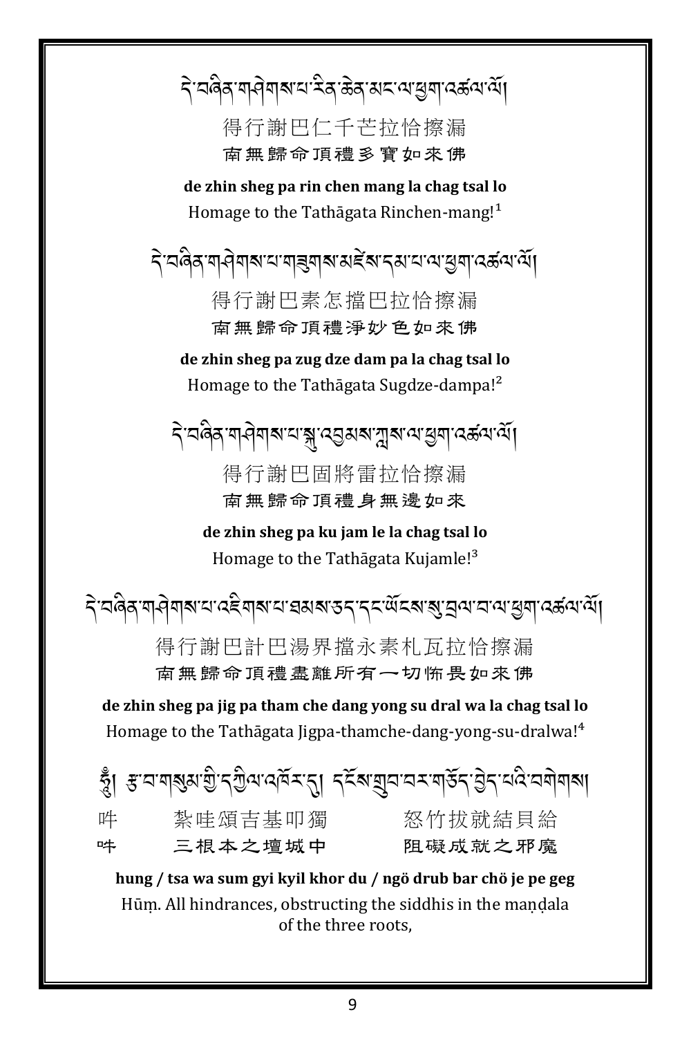དེ་བཞིན་གཤེགས་པ་རིན་ཆེན་མང་ལ་ཕྱག་འཚལ་ལོ།

得行謝巴仁千芒拉恰擦漏

南無歸命頂禮多寶如來佛

**de zhin sheg pa rin chen mang la chag tsal lo**

Homage to the Tathāgata Rinchen-mang![1]

དེ་བཞིན་གཤེགས་པ་གཟུགས་མཛེས་དམ་པ་ལ་ཕྱག་འཚལ་ལོ།

得行謝巴素怎擋巴拉恰擦漏

南無歸命頂禮淨妙色如來佛

**de zhin sheg pa zug dze dam pa la chag tsal lo**

Homage to the Tathāgata Sugdze-dampa![2]

དེ་བཞིན་གཤེགས་པ་སྐུ་འཇམས་ལེགས་ལ་ཕྱག་འཚལ་ལོ།

得行謝巴固將雷拉恰擦漏

南無歸命頂禮身無邊如來

**de zhin sheg pa ku jam le la chag tsal lo**

Homage to the Tathāgata Kujamle![3]

དེ་བཞིན་གཤེགས་པ་འཇིགས་པ་ཐམས་ཅད་དང་ཡོངས་སུ་བྲལ་བ་ལ་ཕྱག་འཚལ་ལོ།

得行謝巴計巴湯界擋永素札瓦拉恰擦漏

南無歸命頂禮盡離所有一切怖畏如來佛

**de zhin sheg pa jig pa tham che dang yong su dral wa la chag tsal lo**

Homage to the Tathāgata Jigpa-thamche-dang-yong-su-dralwa![4]

ཧཱུྃ། རྩ་བ་གསུམ་གྱི་དཀྱིལ་འཁོར་དུ། དངོས་གྲུབ་བར་གཅོད་བྱེད་པའི་བགེགས།

吽　紮哇頌吉基叩獨　怒竹拔就結貝給

吽　三根本之壇城中　阻礙成就之邪魔

**hung / tsa wa sum gyi kyil khor du / ngö drub bar chö je pe geg**

Hūṃ. All hindrances, obstructing the siddhis in the maṇḍala of the three roots,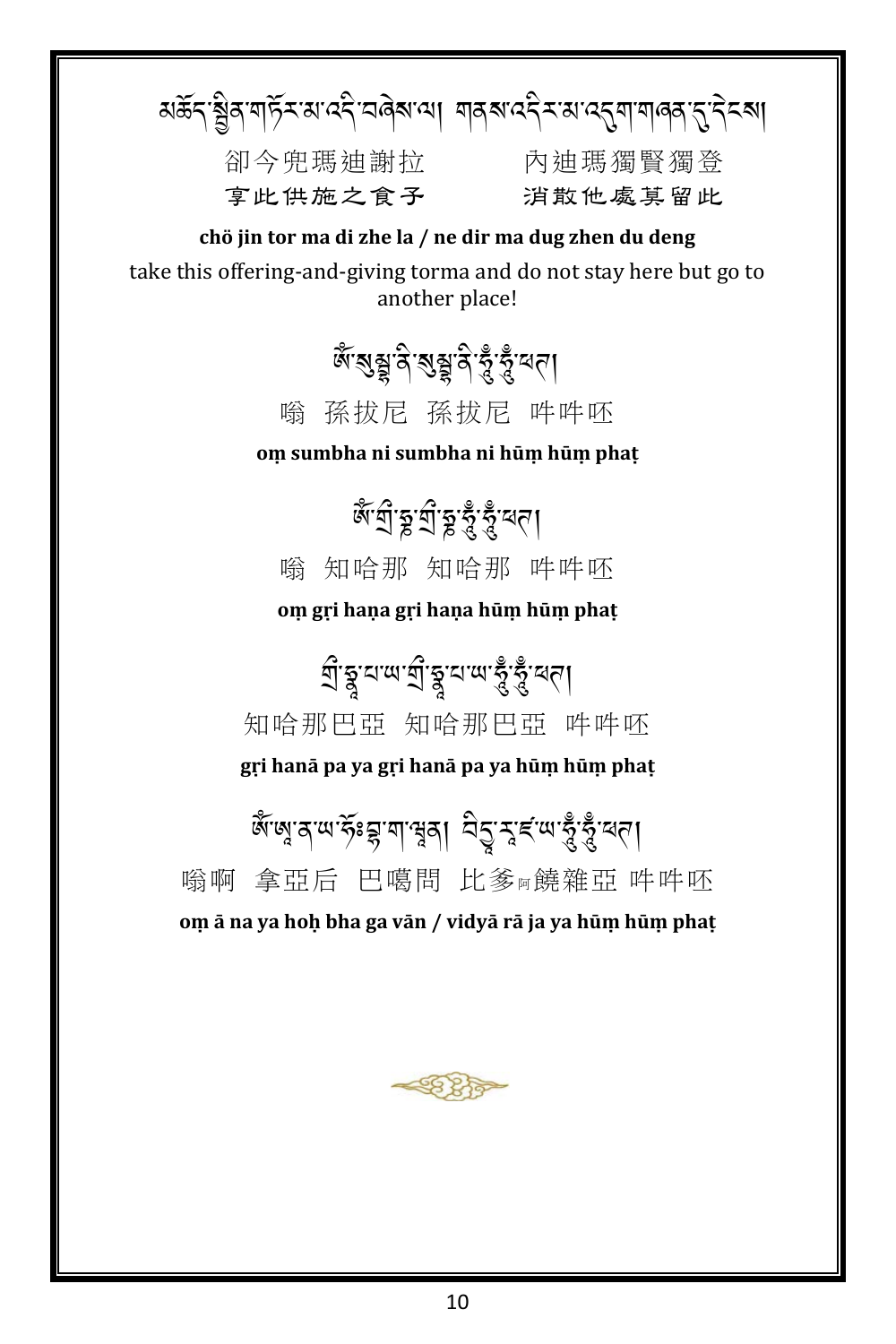མཆོད་སྦྱིན་གཏོར་མ་འདི་བཞེས་ལ། གནས་འདིར་མ་འདུག་གཞན་དུ་དེངས།

卻今兜瑪迪謝拉　　內迪瑪獨賢獨登

享此供施之食子　　消散他處莫留此

**chö jin tor ma di zhe la / ne dir ma dug zhen du deng**

take this offering-and-giving torma and do not stay here but go to another place!

ༀ་སུམྦྷ་ནི་སུམྦྷ་ནི་ཧཱུྃ་ཧཱུྃ་ཕཊ།

嗡　孫拔尼　孫拔尼　吽吽呸

**oṃ sumbha ni sumbha ni hūṃ hūṃ phaṭ**

ༀ་གྲི་ཧྣ་གྲི་ཧྣ་ཧཱུྃ་ཧཱུྃ་ཕཊ།

嗡　知哈那　知哈那　吽吽呸

**oṃ gṛi haṇa gṛi haṇa hūṃ hūṃ phaṭ**

གྲི་ཧྣ་པ་ཡ་གྲི་ཧྣ་པ་ཡ་ཧཱུྃ་ཧཱུྃ་ཕཊ།

知哈那巴亞　知哈那巴亞　吽吽呸

**gṛi hanā pa ya gṛi hanā pa ya hūṃ hūṃ phaṭ**

ༀ་ཨཱ་ན་ཡ་ཧོཿབྷ་ག་ཝཱན། བིདྱཱ་རཱ་ཛ་ཡ་ཧཱུྃ་ཧཱུྃ་ཕཊ།

嗡啊　拿亞后　巴噶問　比爹阿饒雜亞　吽吽呸

**oṃ ā na ya hoḥ bha ga vān / vidyā rā ja ya hūṃ hūṃ phaṭ**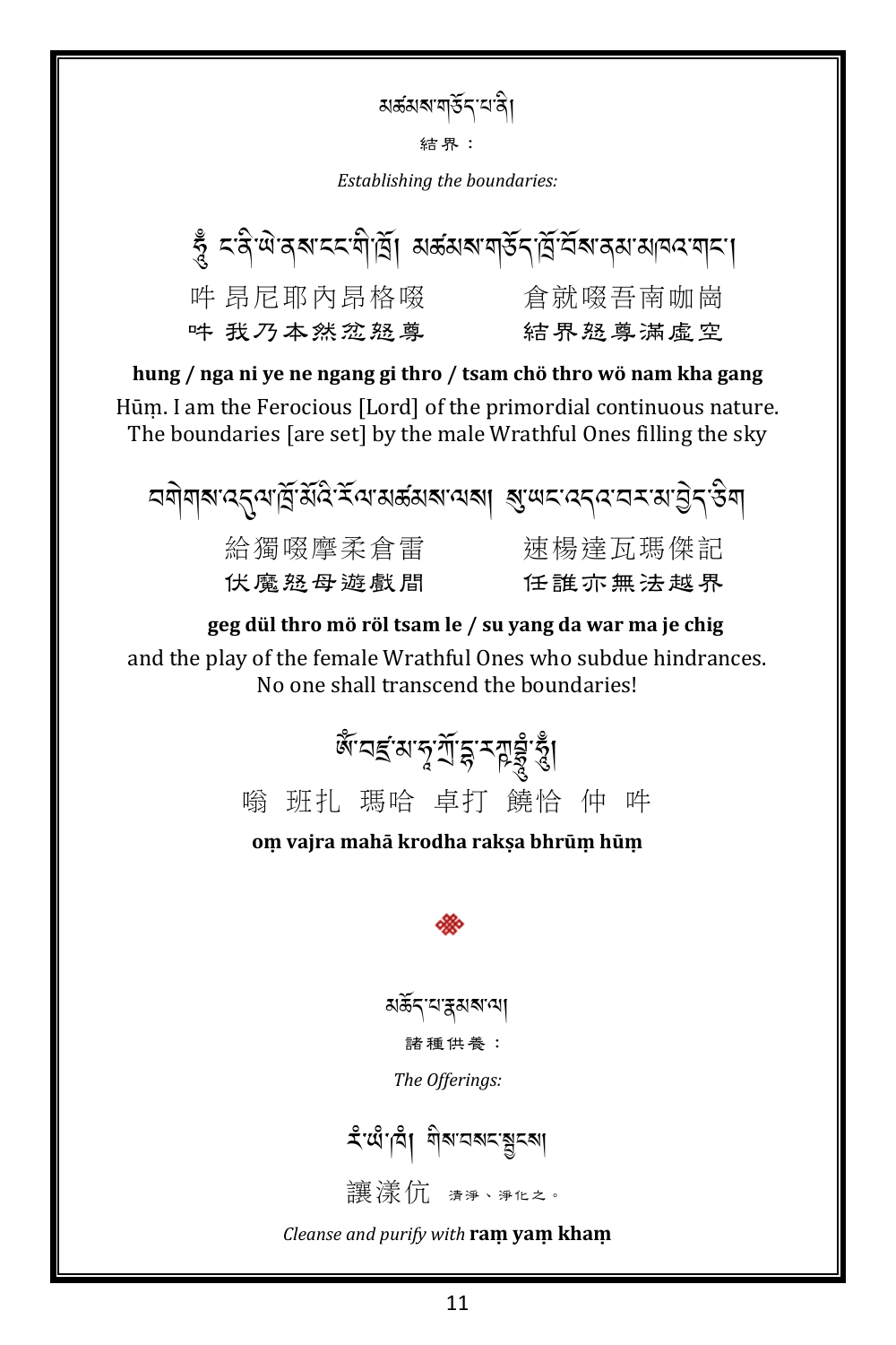མཚམས་གཅོད་པ་ནི།

結界：

*Establishing the boundaries:*

ཧཱུྃ ང་ནི་ཡེ་ནས་ངང་གི་ཁྲོ། མཚམས་གཅོད་ཁྲོ་བོས་ནམ་མཁའ་གང་།

吽 昂尼耶內昂格啜　　倉就啜吾南咖崗

吽 我乃本然忿怒尊　　結界怒尊滿虛空

**hung / nga ni ye ne ngang gi thro / tsam chö thro wö nam kha gang**

Hūṃ. I am the Ferocious [Lord] of the primordial continuous nature. The boundaries [are set] by the male Wrathful Ones filling the sky

བགེགས་འདུལ་ཁྲོ་མོའི་རོལ་མཚམས་ལས། སུ་ཡང་འདའ་བར་མ་བྱེད་ཅིག

給獨啜摩柔倉雷　　速楊達瓦瑪傑記

伏魔怒母遊戲間　　任誰亦無法越界

**geg dül thro mö röl tsam le / su yang da war ma je chig**

and the play of the female Wrathful Ones who subdue hindrances. No one shall transcend the boundaries!

ཨོཾ་བཛྲ་མ་ཧཱ་ཀྲོ་དྷ་རཀྵ་བྷྲཱུྃ་ཧཱུྃ།

嗡 班扎 瑪哈 卓打 饒恰 仲 吽

**oṃ vajra mahā krodha rakṣa bhrūṃ hūṃ**

❖

མཆོད་པ་རྣམས་ལ།

諸種供養：

*The Offerings:*

རཾ་ཡཾ་ཁཾ། གིས་བསང་སྦྱངས།

讓漾伉 清淨、淨化之。

*Cleanse and purify with* **raṃ yaṃ khaṃ**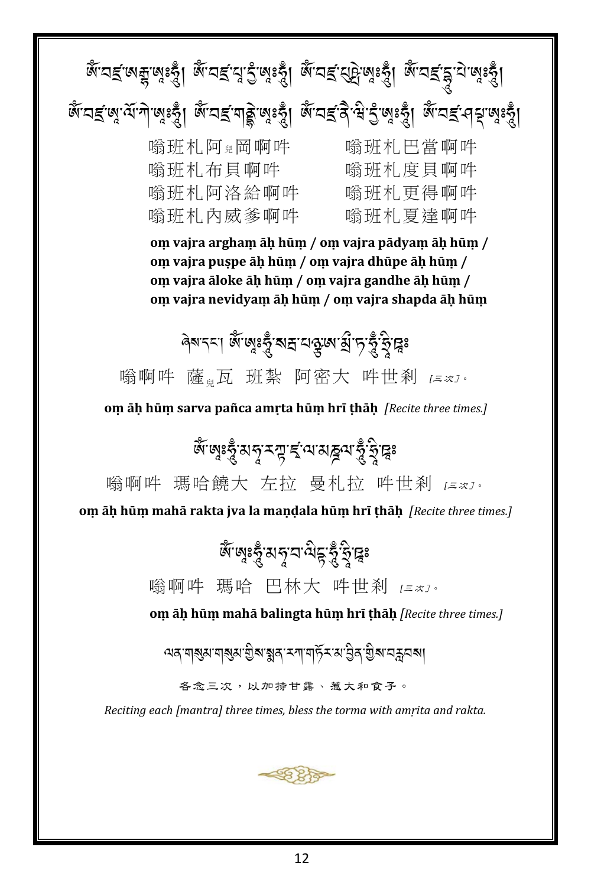ཨོཾ་བཛྲ་ཨརྒྷཾ་ཨཱཿཧཱུྃ། ཨོཾ་བཛྲ་པཱ་དྱཾ་ཨཱཿཧཱུྃ། ཨོཾ་བཛྲ་པུཥྤེ་ཨཱཿཧཱུྃ། ཨོཾ་བཛྲ་དྷཱུ་པེ་ཨཱཿཧཱུྃ།
ཨོཾ་བཛྲ་ཨཱ་ལོ་ཀེ་ཨཱཿཧཱུྃ། ཨོཾ་བཛྲ་གནྡྷེ་ཨཱཿཧཱུྃ། ཨོཾ་བཛྲ་ནཻ་ཝི་དྱཾ་ཨཱཿཧཱུྃ། ཨོཾ་བཛྲ་ཤབྡ་ཨཱཿཧཱུྃ།

嗡班札阿兒岡啊吽　　嗡班札巴當啊吽
嗡班札布貝啊吽　　嗡班札度貝啊吽
嗡班札阿洛給啊吽　　嗡班札更得啊吽
嗡班札內威爹啊吽　　嗡班札夏達啊吽

**oṃ vajra arghaṃ āḥ hūṃ / oṃ vajra pādyaṃ āḥ hūṃ / oṃ vajra puṣpe āḥ hūṃ / oṃ vajra dhūpe āḥ hūṃ / oṃ vajra āloke āḥ hūṃ / oṃ vajra gandhe āḥ hūṃ / oṃ vajra nevidyaṃ āḥ hūṃ / oṃ vajra shapda āḥ hūṃ**

ཞེས་དང་། ཨོཾ་ཨཱཿཧཱུྃ་སརྦ་པཉྩ་ཨམྲྀ་ཏ་ཧཱུྃ་ཧྲཱི་ཋཿ

嗡啊吽　薩兒瓦　班紮　阿密大　吽世剎 *[三次]*。

**oṃ āḥ hūṃ sarva pañca amṛta hūṃ hrī ṭhāḥ** *[Recite three times.]*

ཨོཾ་ཨཱཿཧཱུྃ་མ་ཧཱ་རཀྟ་ཛྭ་ལ་མཎྜལ་ཧཱུྃ་ཧྲཱི་ཋཿ

嗡啊吽　瑪哈饒大　左拉　曼札拉　吽世剎 *[三次]*。

**oṃ āḥ hūṃ mahā rakta jva la maṇḍala hūṃ hrī ṭhāḥ** *[Recite three times.]*

ཨོཾ་ཨཱཿཧཱུྃ་མ་ཧཱ་བ་ལིངྟ་ཧཱུྃ་ཧྲཱི་ཋཿ

嗡啊吽　瑪哈　巴林大　吽世剎 *[三次]*。

**oṃ āḥ hūṃ mahā balingta hūṃ hrī ṭhāḥ** *[Recite three times.]*

ལན་གསུམ་གསུམ་གྱིས་སྨན་རཀ་གཏོར་མ་བྱིན་གྱིས་བརླབས།

各念三次，以加持甘露、惹大和食子。

*Reciting each [mantra] three times, bless the torma with amṛita and rakta.*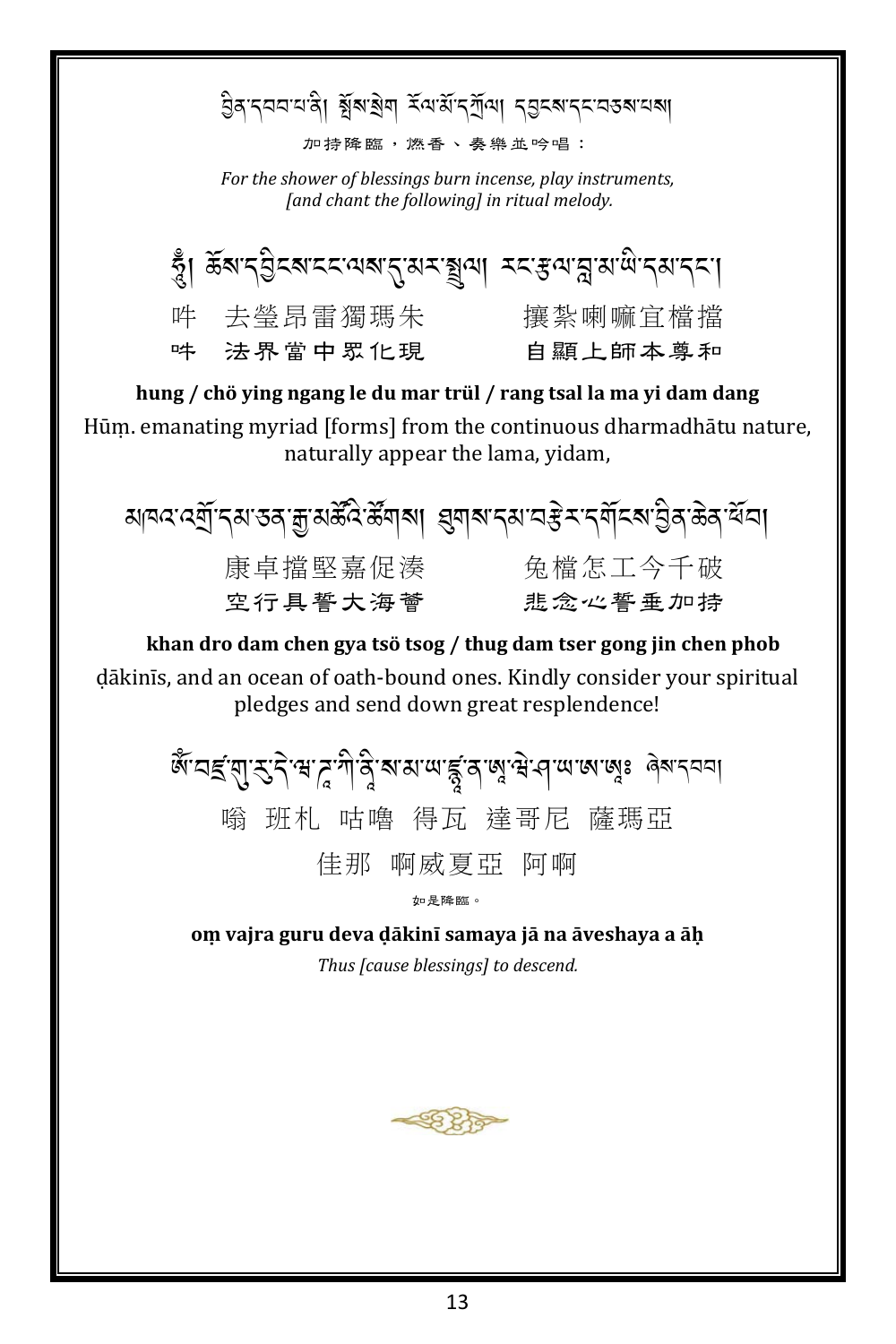བྱིན་དབབ་པ་ནི། སྤོས་སྡིག་ རོལ་མོ་དཀྲོལ། དབྱངས་དང་བཅས་པས།

加持降臨，燃香、奏樂並吟唱：

*For the shower of blessings burn incense, play instruments, [and chant the following] in ritual melody.*

ཧཱུྃ། ཆོས་དབྱིངས་ངང་ལས་དུ་མར་སྤྲུལ། རང་རྩལ་བླ་མ་ཡི་དམ་དང་།

吽　去瑩昂雷獨瑪朱　　　攘紮喇嘛宜檔擋

吽　法界當中眾化現　　　自顯上師本尊和

**hung / chö ying ngang le du mar trül / rang tsal la ma yi dam dang**

Hūṃ. emanating myriad [forms] from the continuous dharmadhātu nature, naturally appear the lama, yidam,

མཁའ་འགྲོ་དམ་ཅན་རྒྱ་མཚོའི་ཚོགས། ཐུགས་དམ་བསྐུར་དགོངས་བྱིན་ཆེན་ཕོབ།

康卓擋堅嘉促湊　　　兔檔怎工今千破

空行具誓大海薈　　　悲念心誓垂加持

**khan dro dam chen gya tsö tsog / thug dam tser gong jin chen phob**

ḍākinīs, and an ocean of oath-bound ones. Kindly consider your spiritual pledges and send down great resplendence!

ཨོཾ་བཛྲ་གུ་རུ་དེ་ཝ་ཌཱ་ཀི་ནི་སམ་ཡ་ཛྙཱ་ན་ཨཱ་ཝེ་ཤ་ཡ་ཨ་ཨཿ ཞེས་དབབ།

嗡 班札 咕嚕 得瓦 達哥尼 薩瑪亞

佳那 啊威夏亞 阿啊

如是降臨。

**oṃ vajra guru deva ḍākinī samaya jā na āveshaya a āḥ**

*Thus [cause blessings] to descend.*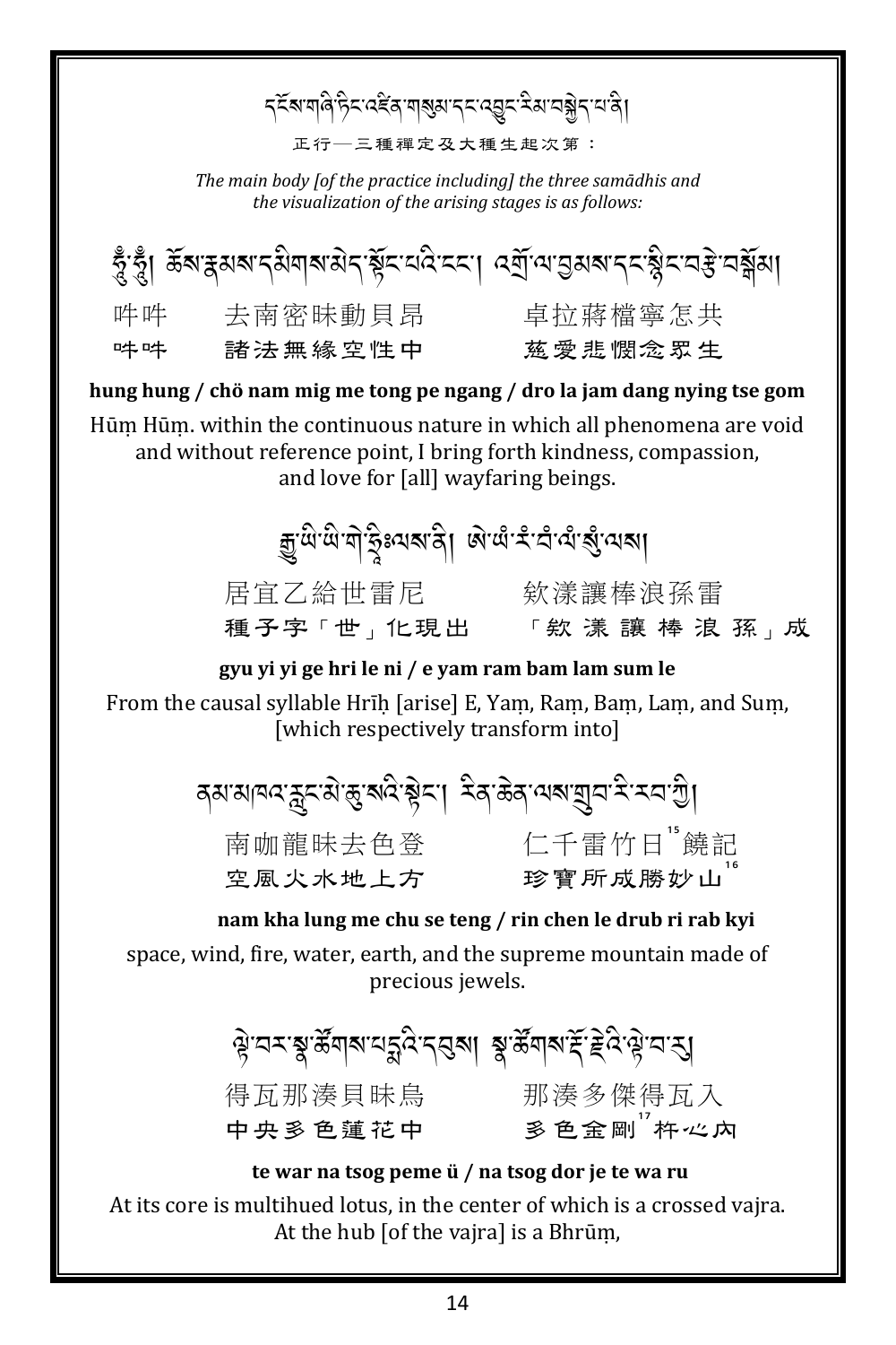དངོས་གཞི་ཏིང་འཛིན་གསུམ་དང་འབྱུང་རིམ་བསྐྱེད་པ་ནི།

正行—三種禪定及大種生起次第：

*The main body [of the practice including] the three samādhis and the visualization of the arising stages is as follows:*

ཧཱུྃ་ཧཱུྃ། ཆོས་རྣམས་དམིགས་མེད་སྟོང་པའི་ངང་། འགྲོ་ལ་བྱམས་དང་སྙིང་རྗེ་བསྒོམ།

吽吽　　去南密昧動貝昂　　　卓拉蔣檔寧怎共

吽吽　　諸法無緣空性中　　　慈愛悲憫念眾生

**hung hung / chö nam mig me tong pe ngang / dro la jam dang nying tse gom**

Hūṃ Hūṃ. within the continuous nature in which all phenomena are void and without reference point, I bring forth kindness, compassion, and love for [all] wayfaring beings.

རྒྱུ་ཡི་ཡི་གེ་ཧྲཱིཿལས་ནི། ཨེ་ཡཾ་རཾ་བཾ་ལཾ་སུཾ་ལས།

居宜乙給世雷尼　　　欸漾讓棒浪孫雷

種子字「世」化現出　　「欸漾讓棒浪孫」成

**gyu yi yi ge hri le ni / e yam ram bam lam sum le**

From the causal syllable Hrīḥ [arise] E, Yaṃ, Raṃ, Baṃ, Laṃ, and Suṃ, [which respectively transform into]

ནམ་མཁའ་རླུང་མེ་ཆུ་སའི་སྟེང་། རིན་ཆེན་ལས་གྲུབ་རི་རབ་ཀྱི།

南咖龍昧去色登　　　仁千雷竹日[15]饒記

空風火水地上方　　　珍寶所成勝妙山[16]

**nam kha lung me chu se teng / rin chen le drub ri rab kyi**

space, wind, fire, water, earth, and the supreme mountain made of precious jewels.

ལྟེ་བར་སྣ་ཚོགས་པདྨའི་དབུས། སྣ་ཚོགས་རྡོ་རྗེའི་ལྟེ་བ་རུ།

得瓦那湊貝昧烏　　　那湊多傑得瓦入

中央多色蓮花中　　　多色金剛[17]杵心內

**te war na tsog peme ü / na tsog dor je te wa ru**

At its core is multihued lotus, in the center of which is a crossed vajra. At the hub [of the vajra] is a Bhrūṃ,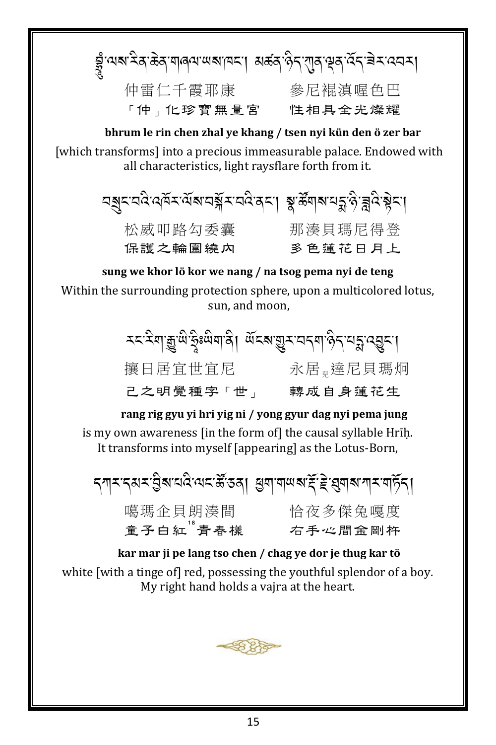བྲཱུྃ་ལས་རིན་ཆེན་གཞལ་ཡས་ཁང་། མཚན་ཉིད་ཀུན་ལྡན་འོད་ཟེར་འབར།

仲雷仁千霞耶康　　參尼袞滇喔色巴

「仲」化珍寶無量宮　　性相具全光燦耀

**bhrum le rin chen zhal ye khang / tsen nyi kün den ö zer bar**

[which transforms] into a precious immeasurable palace. Endowed with all characteristics, light raysflare forth from it.

བསྲུང་བའི་འཁོར་ལོས་བསྐོར་བའི་ནང་། སྣ་ཚོགས་པདྨ་ཉི་ཟླའི་སྟེང་།

松威叩路勾委囊　　那湊貝瑪尼得登

保護之輪圍繞內　　多色蓮花日月上

**sung we khor lö kor we nang / na tsog pema nyi de teng**

Within the surrounding protection sphere, upon a multicolored lotus, sun, and moon,

རང་རིག་རྒྱུ་ཡི་ཧྲཱིཿཡིག་ནི། ཡོངས་གྱུར་བདག་ཉིད་པདྨ་འབྱུང་།

攘日居宜世宜尼　　永居兒達尼貝瑪炯

己之明覺種字「世」　　轉成自身蓮花生

**rang rig gyu yi hri yig ni / yong gyur dag nyi pema jung**

is my own awareness [in the form of] the causal syllable Hrīḥ. It transforms into myself [appearing] as the Lotus-Born,

དཀར་དམར་བྱིས་པའི་ལང་ཚོ་ཅན། ཕྱག་གཡས་རྡོ་རྗེ་ཐུགས་ཀར་གདོད།

噶瑪企貝朗湊間　　恰夜多傑兔嘎度

童子白紅[18]青春樣　　右手心間金剛杵

**kar mar ji pe lang tso chen / chag ye dor je thug kar tö**

white [with a tinge of] red, possessing the youthful splendor of a boy. My right hand holds a vajra at the heart.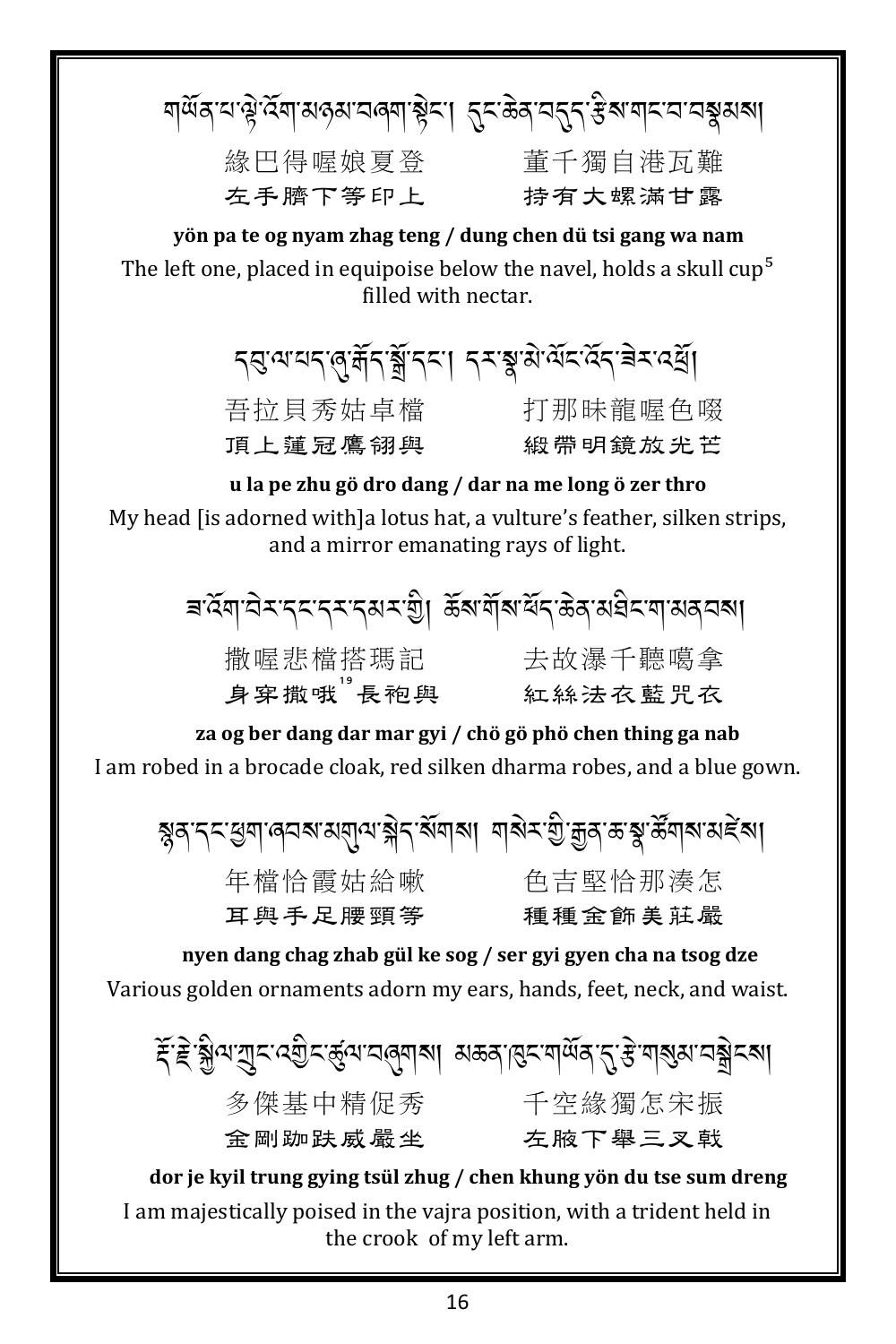གཡོན་པ་ལྟེ་འོག་མཉམ་བཞག་སྟེང་། དུང་ཆེན་བདུད་རྩིས་གང་བ་བསྣམས།

緣巴得喔娘夏登　　　董千獨自港瓦難
左手臍下等印上　　　持有大螺滿甘露

**yön pa te og nyam zhag teng / dung chen dü tsi gang wa nam**

The left one, placed in equipoise below the navel, holds a skull cup[5] filled with nectar.

དབུ་ལ་པད་ཞུ་གོད་སྒྲོ་དང་། དར་སྣ་མེ་ལོང་འོད་ཟེར་འཕྲོ།

吾拉貝秀姑卓檔　　　打那昧龍喔色啜
頂上蓮冠鷹翎與　　　緞帶明鏡放光芒

**u la pe zhu gö dro dang / dar na me long ö zer thro**

My head [is adorned with]a lotus hat, a vulture's feather, silken strips, and a mirror emanating rays of light.

ཟ་འོག་བེར་དང་དར་དམར་གྱི། ཆོས་གོས་ཕོད་ཆེན་མཐིང་ག་མནབས།

撒喔悲檔搭瑪記　　　去故瀑千聽噶拿
身穿撒哦[19]長袍與　　　紅絲法衣藍咒衣

**za og ber dang dar mar gyi / chö gö phö chen thing ga nab**

I am robed in a brocade cloak, red silken dharma robes, and a blue gown.

སྙན་དང་ཕྱག་ཞབས་མགུལ་སྐེད་སོགས། གསེར་གྱི་རྒྱན་ཆ་སྣ་ཚོགས་མཛེས།

年檔恰霞姑給嗽　　　色吉堅恰那湊怎
耳與手足腰頸等　　　種種金飾美莊嚴

**nyen dang chag zhab gül ke sog / ser gyi gyen cha na tsog dze**

Various golden ornaments adorn my ears, hands, feet, neck, and waist.

རྡོ་རྗེ་སྐྱིལ་ཀྲུང་འགྱིང་ཚུལ་བཞུགས། མཆན་ཁུང་གཡོན་དུ་རྩེ་གསུམ་བསྒྲེངས།

多傑基中精促秀　　　千空緣獨怎宋振
金剛跏趺威嚴坐　　　左腋下舉三叉戟

**dor je kyil trung gying tsül zhug / chen khung yön du tse sum dreng**

I am majestically poised in the vajra position, with a trident held in the crook of my left arm.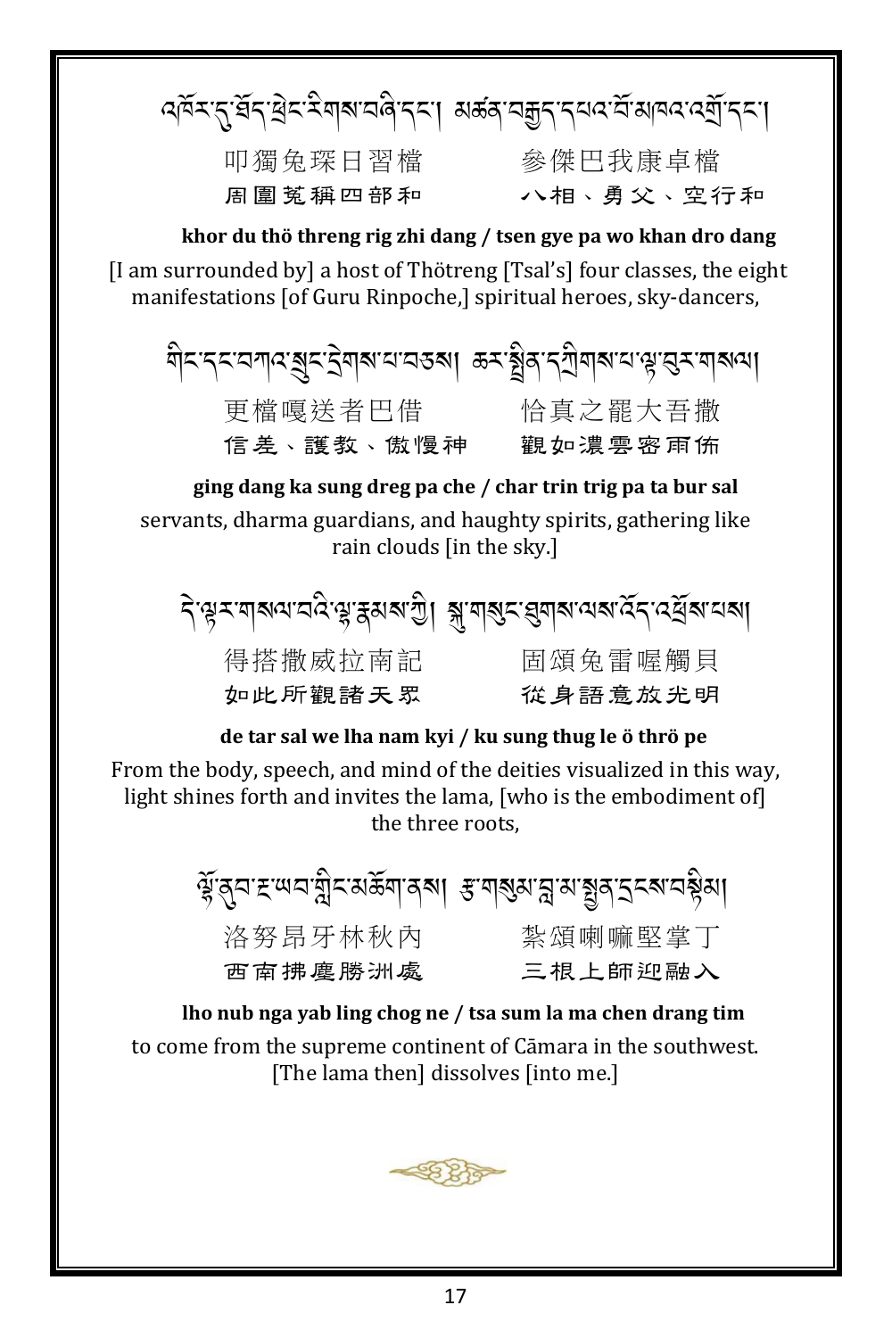འཁོར་དུ་ཐོད་ཕྲེང་རིགས་བཞི་དང་། མཚན་བརྒྱད་དཔའ་བོ་མཁའ་འགྲོ་དང་།

叩獨兔琛日習檔　　參傑巴我康卓檔

周圍苑稱四部和　　八相、勇父、空行和

**khor du thö threng rig zhi dang / tsen gye pa wo khan dro dang**

[I am surrounded by] a host of Thötreng [Tsal's] four classes, the eight manifestations [of Guru Rinpoche,] spiritual heroes, sky-dancers,

གིང་དང་བཀའ་སྲུང་དྲེགས་པ་བཅས། ཆར་སྤྲིན་འཐིབས་པ་ལྟ་བུར་གསལ།

更檔嘎送者巴借　　恰真之罷大吾撒

信差、護教、傲慢神　　觀如濃雲密雨佈

**ging dang ka sung dreg pa che / char trin trig pa ta bur sal**

servants, dharma guardians, and haughty spirits, gathering like rain clouds [in the sky.]

དེ་ལྟར་གསལ་བའི་ལྷ་རྣམས་ཀྱི། སྐུ་གསུང་ཐུགས་ལས་འོད་འཕྲོས་པས།

得搭撒威拉南記　　固頌兔雷喔觸貝

如此所觀諸天眾　　從身語意放光明

**de tar sal we lha nam kyi / ku sung thug le ö thrö pe**

From the body, speech, and mind of the deities visualized in this way, light shines forth and invites the lama, [who is the embodiment of] the three roots,

ལྷོ་ནུབ་རྔ་ཡབ་གླིང་མཆོག་ནས། རྩ་གསུམ་བླ་མ་སྤྱན་དྲངས་བསྟིམ།

洛努昂牙林秋內　　紮頌喇嘛堅掌丁

西南拂塵勝洲處　　三根上師迎融入

**lho nub nga yab ling chog ne / tsa sum la ma chen drang tim**

to come from the supreme continent of Cāmara in the southwest. [The lama then] dissolves [into me.]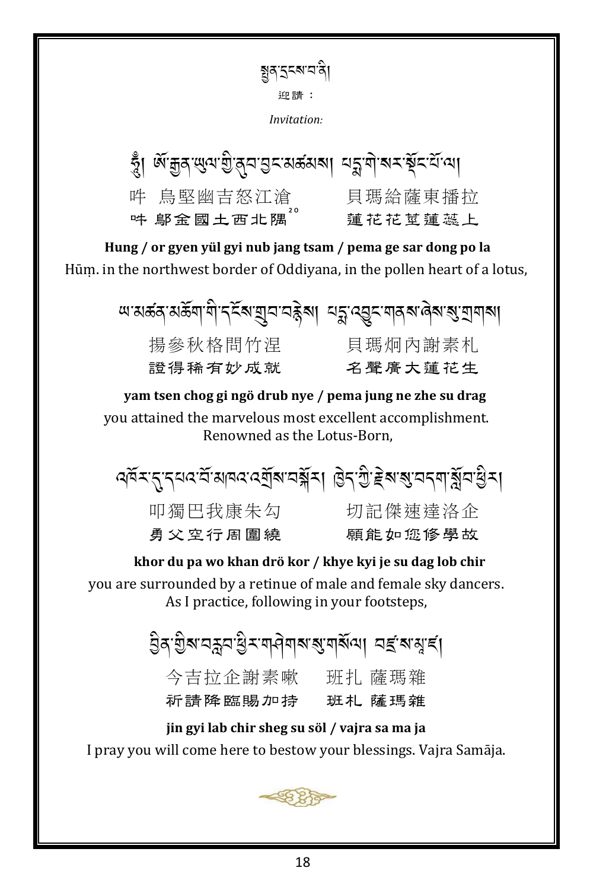སྤྱན་དྲངས་བ་ནི།

迎請：

*Invitation:*

ཧཱུྃ། ཨོ་རྒྱན་ཡུལ་གྱི་ནུབ་བྱང་མཚམས། པདྨ་གེ་སར་སྡོང་པོ་ལ།

吽　烏堅幽吉怒江滄　　　貝瑪給薩東播拉

吽 鄔金國土西北隅[20]　　　蓮花花莖蓮蕊上

**Hung / or gyen yül gyi nub jang tsam / pema ge sar dong po la**

Hūṃ. in the northwest border of Oddiyana, in the pollen heart of a lotus,

ཡ་མཚན་མཆོག་གི་དངོས་གྲུབ་བརྙེས། པདྨ་འབྱུང་གནས་ཞེས་སུ་གྲགས།

揚參秋格問竹涅　　　貝瑪炯內謝素札

證得稀有妙成就　　　名聲廣大蓮花生

**yam tsen chog gi ngö drub nye / pema jung ne zhe su drag**

you attained the marvelous most excellent accomplishment. Renowned as the Lotus-Born,

འཁོར་དུ་དཔའ་བོ་མཁའ་འགྲོས་བསྐོར། ཁྱེད་ཀྱི་རྗེས་སུ་བདག་སློབ་ཕྱིར།

叩獨巴我康朱勾　　　切記傑速達洛企

勇父空行周圍繞　　　願能如您修學故

**khor du pa wo khan drö kor / khye kyi je su dag lob chir**

you are surrounded by a retinue of male and female sky dancers. As I practice, following in your footsteps,

བྱིན་གྱིས་བརླབ་ཕྱིར་གཤེགས་སུ་གསོལ། བཛྲ་ས་མ་ཛ།

今吉拉企謝素嗽　　班扎 薩瑪雜

祈請降臨賜加持　　班札 薩瑪雜

**jin gyi lab chir sheg su söl / vajra sa ma ja**

I pray you will come here to bestow your blessings. Vajra Samāja.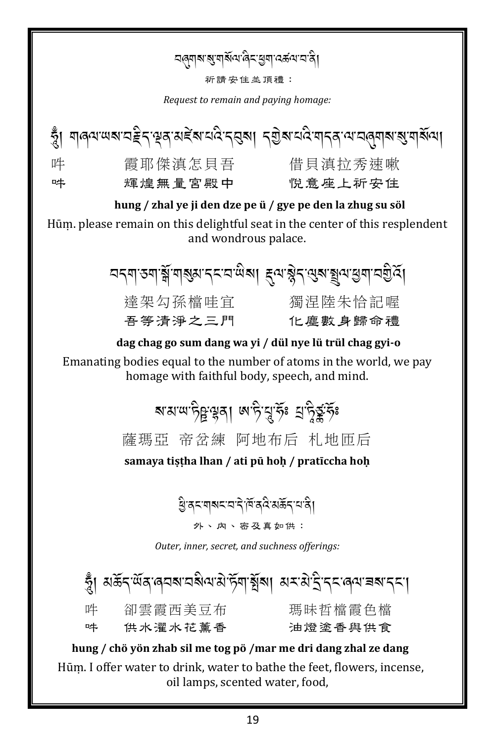བཞུགས་སུ་གསོལ་ཞིང་ཕྱག་འཚལ་བ་ནི།

祈請安住並頂禮：

*Request to remain and paying homage:*

ཧཱུྃ། གཞལ་ཡས་བརྗིད་ལྡན་མཛེས་པའི་དབུས། དགྱེས་པའི་གདན་ལ་བཞུགས་སུ་གསོལ།

吽　　霞耶傑滇怎貝吾　　借貝滇拉秀速啾

吽　　輝煌無量宮殿中　　悅意座上祈安住

**hung / zhal ye ji den dze pe ü / gye pe den la zhug su söl**

Hūṃ. please remain on this delightful seat in the center of this resplendent and wondrous palace.

བདག་ཅག་སྒོ་གསུམ་དང་བ་ཡིས། རྡུལ་སྙེད་ལུས་སྤྲུལ་ཕྱག་བགྱིའོ།

達架勾孫檔哇宜　　獨涅陸朱恰記喔

吾等清淨之三門　　化塵數身歸命禮

**dag chag go sum dang wa yi / dül nye lü trül chag gyi-o**

Emanating bodies equal to the number of atoms in the world, we pay homage with faithful body, speech, and mind.

ས་མ་ཡ་ཏིཥྛ་ལྷན། ཨ་ཏི་པཱུ་ཧོཿ པྲ་ཏཱིཙྪ་ཧོཿ

薩瑪亞 帝岔練 阿地布后 札地匝后

**samaya tiṣṭha lhan / ati pū hoḥ / pratīccha hoḥ**

ཕྱི་ནང་གསང་བ་དེ་ཁོ་ནའི་མཆོད་པ་ནི།

外、內、密及真如供：

*Outer, inner, secret, and suchness offerings:*

ཧཱུྃ། མཆོད་ཡོན་ཞབས་བསིལ་མེ་ཏོག་སྤོས། མར་མེ་དྲི་དང་ཞལ་ཟས་དང་།

吽　　卻雲霞西美豆布　　瑪昧哲檔霞色檔

吽　　供水濯水花薰香　　油燈塗香與供食

**hung / chö yön zhab sil me tog pö /mar me dri dang zhal ze dang**

Hūṃ. I offer water to drink, water to bathe the feet, flowers, incense, oil lamps, scented water, food,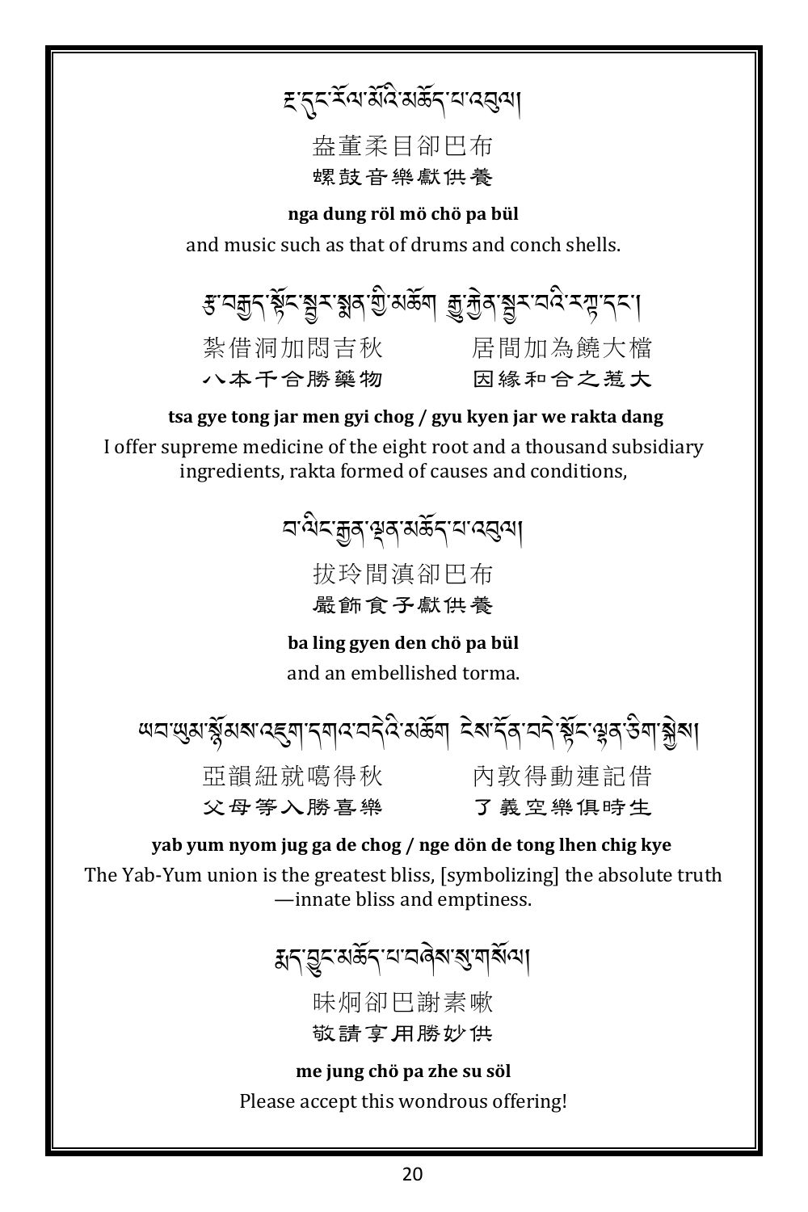ང་དུང་རོལ་མོའི་མཆོད་པ་འབུལ།

盎董柔目卻巴布

螺鼓音樂獻供養

**nga dung röl mö chö pa bül**

and music such as that of drums and conch shells.

རྩ་བརྒྱད་སྟོང་སྦྱར་སྨན་གྱི་མཆོག  རྒྱུ་རྐྱེན་སྦྱར་བའི་རཀྟ་དང་།

紮借洞加悶吉秋　　　居間加為饒大檔

八本千合勝藥物　　　因緣和合之惹大

**tsa gye tong jar men gyi chog / gyu kyen jar we rakta dang**

I offer supreme medicine of the eight root and a thousand subsidiary ingredients, rakta formed of causes and conditions,

བ་ལིང་རྒྱན་ལྡན་མཆོད་པ་འབུལ།

拔玲間滇卻巴布

嚴飾食子獻供養

**ba ling gyen den chö pa bül**

and an embellished torma.

ཡབ་ཡུམ་སྙོམས་འཇུག་དགའ་བདེའི་མཆོག  ངེས་དོན་བདེ་སྟོང་ལྷན་ཅིག་སྐྱེས།

亞韻紐就噶得秋　　　內敦得動連記借

父母等入勝喜樂　　　了義空樂俱時生

**yab yum nyom jug ga de chog / nge dön de tong lhen chig kye**

The Yab-Yum union is the greatest bliss, [symbolizing] the absolute truth —innate bliss and emptiness.

སྨད་བྱུང་མཆོད་པ་བཞེས་སུ་གསོལ།

昧烱卻巴謝素嗽

敬請享用勝妙供

**me jung chö pa zhe su söl**

Please accept this wondrous offering!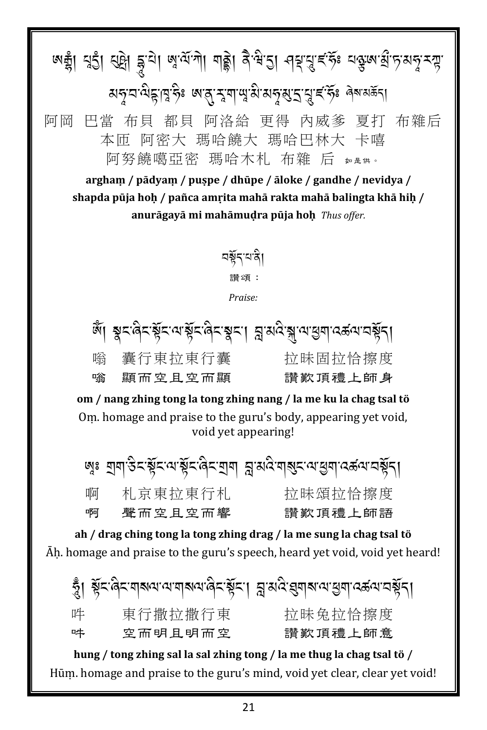ཨརྒྷཾ། པཱདྱཾ། པུཥྤེ། དྷཱུ་པེ། ཨཱ་ལོ་ཀེ། གནྡྷེ། ནཻ་ཝི་དྱ། ཤཔྟ་པཱུ་ཛ་ཧོཿ པཉྩ་ཨམྲྀ་ཏ་མ་ཧཱ་རཀྟ་མ་ཧཱ་བ་ལིངྟ་ཁཱ་ཧིཿ ཨ་ནུ་རཱ་ག་ཡཱ་མི་མ་ཧཱ་མུ་དྲ་པཱུ་ཛ་ཧོཿ ཞེས་མཆོད།

阿岡 巴當 布貝 都貝 阿洛給 更得 內威爹 夏打 布雜后
本匝 阿密大 瑪哈饒大 瑪哈巴林大 卡嘻
阿努饒噶亞密 瑪哈木札 布雜 后 如是供。

**argham / pādyaṃ / puṣpe / dhūpe / āloke / gandhe / nevidya / shapda pūja hoḥ / pañca amṛita mahā rakta mahā balingta khā hiḥ / anurāgayā mi mahāmudra pūja hoḥ** *Thus offer.*

བསྟོད་པ་ནི།

讚頌：

*Praise:*

ཨོཾ། སྣང་ཞིང་སྟོང་ལ་སྟོང་ཞིང་སྣང་། བླ་མའི་སྐུ་ལ་ཕྱག་འཚལ་བསྟོད།

嗡　囊行東拉東行囊　　拉昧固拉恰擦度
嗡　顯而空且空而顯　　讚歎頂禮上師身

**om / nang zhing tong la tong zhing nang / la me ku la chag tsal tö**

Oṃ. homage and praise to the guru's body, appearing yet void, void yet appearing!

ཨཱཿ གྲག་ཅིང་སྟོང་ལ་སྟོང་ཞིང་གྲག བླ་མའི་གསུང་ལ་ཕྱག་འཚལ་བསྟོད།

啊　札京東拉東行札　　拉昧頌拉恰擦度
啊　聲而空且空而響　　讚歎頂禮上師語

**ah / drag ching tong la tong zhing drag / la me sung la chag tsal tö**

Āḥ. homage and praise to the guru's speech, heard yet void, void yet heard!

ཧཱུྃ། སྟོང་ཞིང་གསལ་ལ་གསལ་ཞིང་སྟོང་། བླ་མའི་ཐུགས་ལ་ཕྱག་འཚལ་བསྟོད།

吽　東行撒拉撒行東　　拉昧兔拉恰擦度
吽　空而明且明而空　　讚歎頂禮上師意

**hung / tong zhing sal la sal zhing tong / la me thug la chag tsal tö /**

Hūṃ. homage and praise to the guru's mind, void yet clear, clear yet void!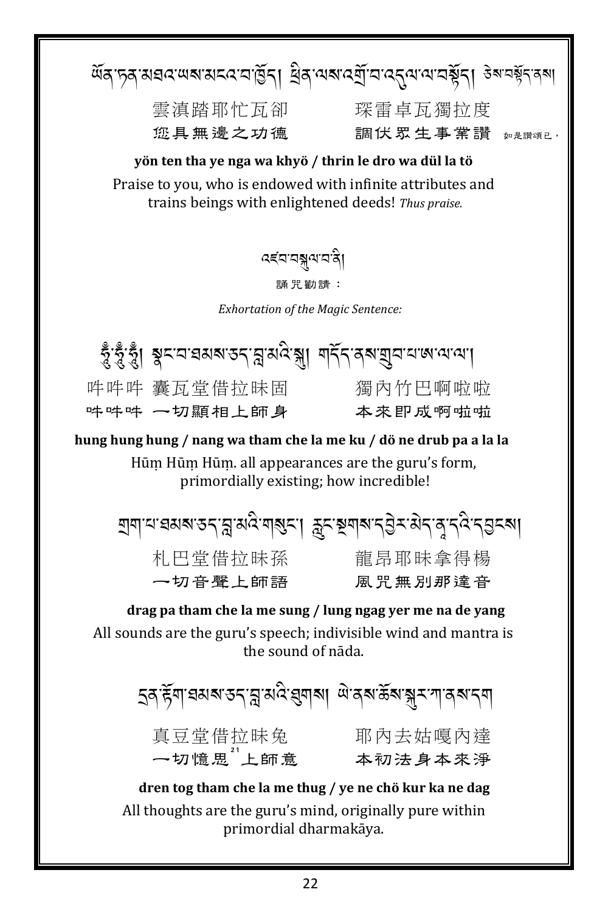ཡོན་ཏན་མཐའ་ཡས་མངའ་བ་ཁྱོད། ཕྲིན་ལས་འགྲོ་བ་འདུལ་ལ་བསྟོད། ཅེས་བསྟོད་ནས།

雲滇踏耶忙瓦卻　　琛雷卓瓦獨拉度
您具無邊之功德　　調伏眾生事業讚　如是讚頌已，

**yön ten tha ye nga wa khyö / thrin le dro wa dül la tö**

Praise to you, who is endowed with infinite attributes and trains beings with enlightened deeds! *Thus praise.*

འཇབ་བསྐུལ་བ་ནི།

誦咒勸請：

*Exhortation of the Magic Sentence:*

ཧཱུྃ་ཧཱུྃ་ཧཱུྃ། སྣང་བ་ཐམས་ཅད་བླ་མའི་སྐུ། གདོད་ནས་གྲུབ་པ་ཨ་ལ་ལ།

吽吽吽 囊瓦堂借拉味固　　獨內竹巴啊啦啦
吽吽吽 一切顯相上師身　　本來即成啊啦啦

**hung hung hung / nang wa tham che la me ku / dö ne drub pa a la la**

Hūṃ Hūṃ Hūṃ. all appearances are the guru's form, primordially existing; how incredible!

གྲག་པ་ཐམས་ཅད་བླ་མའི་གསུང་། རླུང་སྔགས་དབྱེར་མེད་ནཱ་དའི་དབྱངས།

札巴堂借拉味孫　　龍昂耶昧拿得楊
一切音聲上師語　　風咒無別那達音

**drag pa tham che la me sung / lung ngag yer me na de yang**

All sounds are the guru's speech; indivisible wind and mantra is the sound of nāda.

དྲན་རྟོག་ཐམས་ཅད་བླ་མའི་ཐུགས། ཡེ་ནས་ཆོས་སྐུར་ཀ་ནས་དག

真豆堂借拉味兔　　耶內去姑嘎內達
一切憶思[21]上師意　　本初法身本來淨

**dren tog tham che la me thug / ye ne chö kur ka ne dag**

All thoughts are the guru's mind, originally pure within primordial dharmakāya.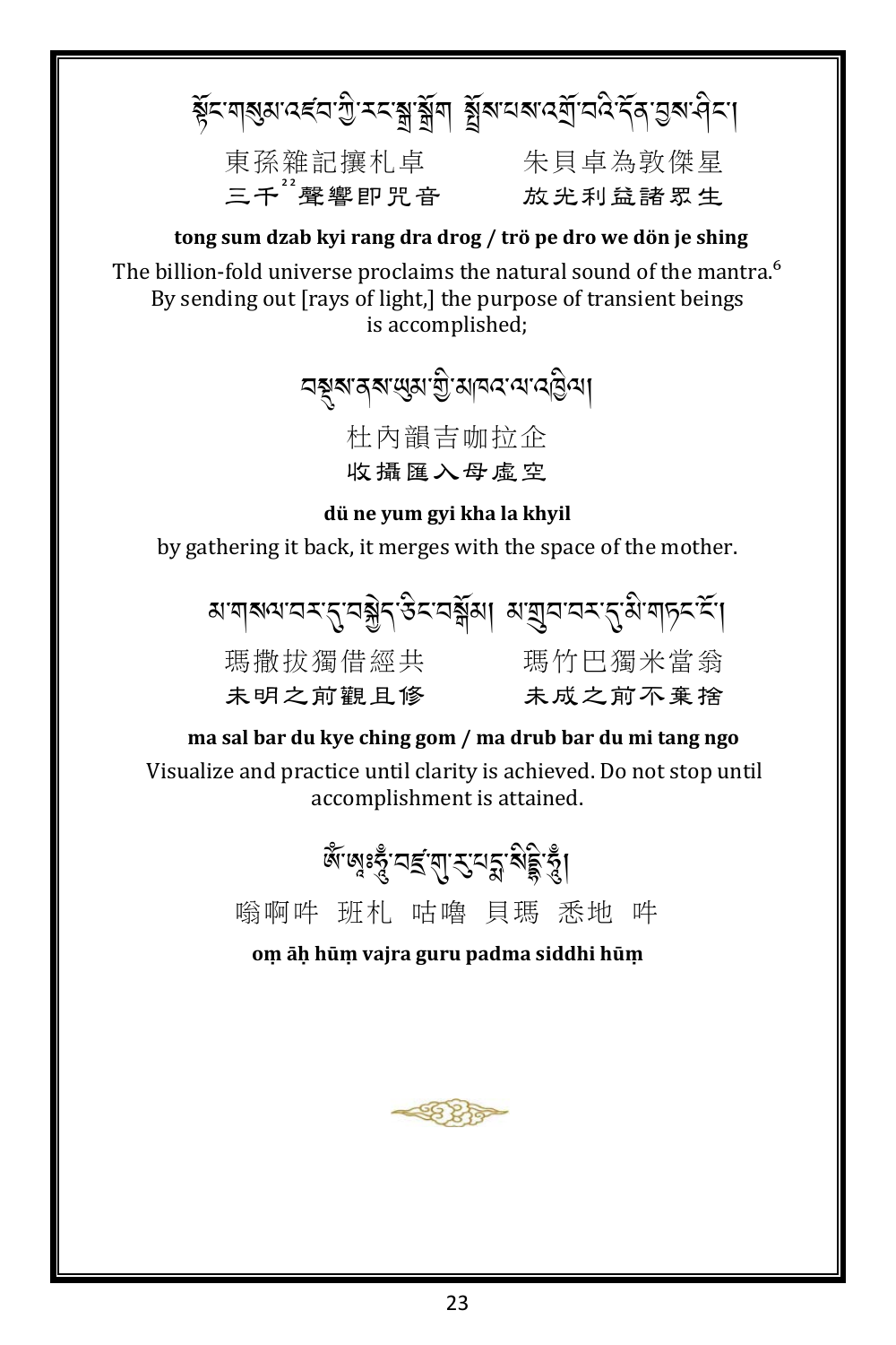སྟོང་གསུམ་འཛབ་ཀྱི་རང་སྒྲ་སྒྲོག ། སྤྲོས་པས་འགྲོ་བའི་དོན་བྱས་ཤིང་།

東孫雜記攘札卓　　朱貝卓為敦傑星

三千[22]聲響即咒音　　放光利益諸眾生

**tong sum dzab kyi rang dra drog / trö pe dro we dön je shing**

The billion-fold universe proclaims the natural sound of the mantra.[6] By sending out [rays of light,] the purpose of transient beings is accomplished;

བསྡུས་ནས་ཡུམ་གྱི་མཁའ་ལ་འཁྱིལ།

杜內韻吉咖拉企

收攝匯入母虛空

**dü ne yum gyi kha la khyil**

by gathering it back, it merges with the space of the mother.

མ་གསལ་བར་དུ་བསྐྱེད་ཅིང་བསྒོམ། མ་གྲུབ་བར་དུ་མི་གཏང་ངོ་།

瑪撒拔獨借經共　　瑪竹巴獨米當翁

未明之前觀且修　　未成之前不棄捨

**ma sal bar du kye ching gom / ma drub bar du mi tang ngo**

Visualize and practice until clarity is achieved. Do not stop until accomplishment is attained.

ཨོཾ་ཨཱཿཧཱུྃ་བཛྲ་གུ་རུ་པདྨ་སིདྡྷི་ཧཱུྃ།

嗡啊吽　班札　咕嚕　貝瑪　悉地　吽

**oṃ āḥ hūṃ vajra guru padma siddhi hūṃ**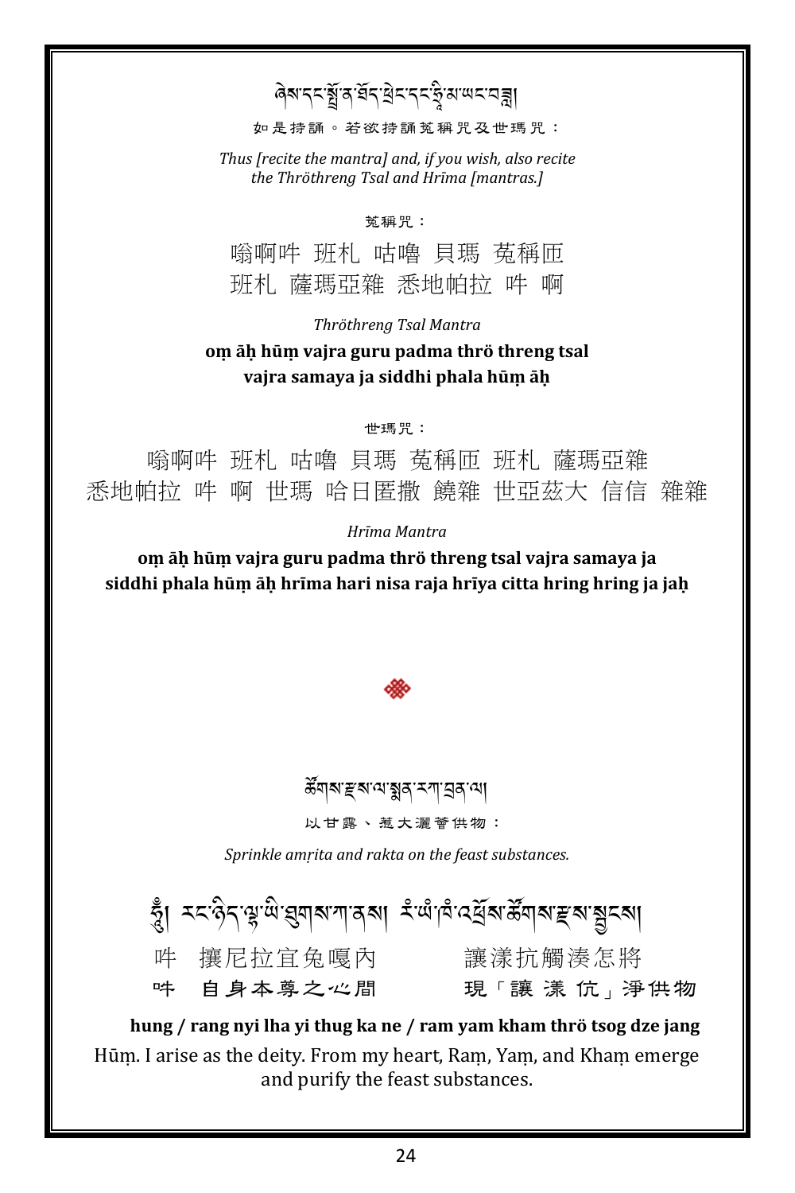ཞེས་དང་སྙོན་ཐོད་ཕྲེང་དང་ཧྲཱི་མ་ཡང་བཟླ།

如是持誦。若欲持誦莬稱咒及世瑪咒：

*Thus [recite the mantra] and, if you wish, also recite the Thröthreng Tsal and Hrīma [mantras.]*

莬稱咒：

嗡啊吽 班札 咕嚕 貝瑪 莬稱匝
班札 薩瑪亞雜 悉地帕拉 吽 啊

*Thröthreng Tsal Mantra*

**oṃ āḥ hūṃ vajra guru padma thrö threng tsal
vajra samaya ja siddhi phala hūṃ āḥ**

世瑪咒：

嗡啊吽 班札 咕嚕 貝瑪 莬稱匝 班札 薩瑪亞雜
悉地帕拉 吽 啊 世瑪 哈日匿撒 饒雜 世亞茲大 信信 雜雜

*Hrīma Mantra*

**oṃ āḥ hūṃ vajra guru padma thrö threng tsal vajra samaya ja
siddhi phala hūṃ āḥ hrīma hari nisa raja hrīya citta hring hring ja jaḥ**

ཚོགས་རྫས་ལ་སྨན་རཀ་ཐྲན་ལ།

以甘露、惹大灑薈供物：

*Sprinkle amṛita and rakta on the feast substances.*

ཧཱུྃ། རང་ཉིད་ལྷ་ཡི་ཐུགས་ཀ་ནས། རཾ་ཡཾ་ཁཾ་འཕྲོས་ཚོགས་རྫས་སྦྱངས།

吽　攘尼拉宜兔嘎內　　　讓漾抗觸湊怎將
吽　自身本尊之心間　　　現「讓 漾 伉」淨供物

**hung / rang nyi lha yi thug ka ne / ram yam kham thrö tsog dze jang**

Hūṃ. I arise as the deity. From my heart, Raṃ, Yaṃ, and Khaṃ emerge and purify the feast substances.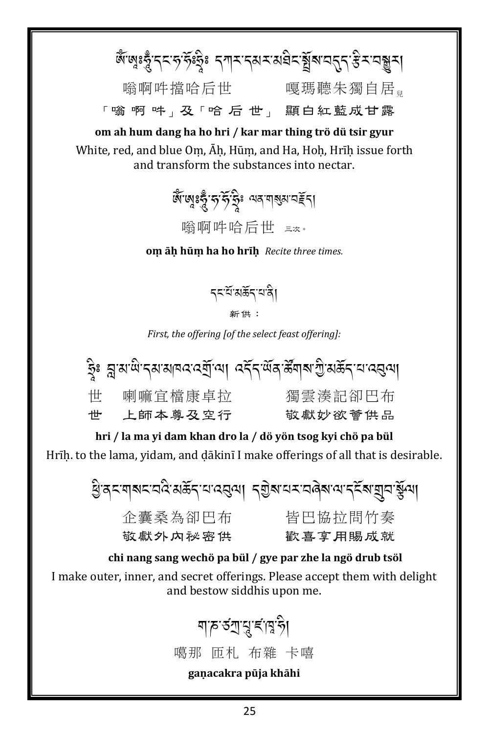ཨོཾ་ཨཱཿཧཱུྃ་དང་ཧ་ཧོཿཧྲཱིཿ དཀར་དམར་མཐིང་སྤྲོས་བདུད་རྩིར་བསྒྱུར།

嗡啊吽擋哈后世　　　嘎瑪聽朱獨自居兒

「嗡 啊 吽」及「哈 后 世」 顯白紅藍成甘露

**om ah hum dang ha ho hri / kar mar thing trö dü tsir gyur**

White, red, and blue Oṃ, Āḥ, Hūṃ, and Ha, Hoḥ, Hrīḥ issue forth and transform the substances into nectar.

ཨོཾ་ཨཱཿཧཱུྃ་ཧ་ཧོ་ཧྲཱིཿ ལན་གསུམ་བརྗོད།

嗡啊吽哈后世 三次。

**oṃ āḥ hūṃ ha ho hrīḥ** *Recite three times.*

དང་པོ་མཆོད་པ་ནི།

新供：

*First, the offering [of the select feast offering]:*

ཧྲཱིཿ བླ་མ་ཡི་དམ་མཁའ་འགྲོ་ལ། འདོད་ཡོན་ཚོགས་ཀྱི་མཆོད་པ་འབུལ།

世　喇嘛宜檔康卓拉　　　獨雲湊記卻巴布

世　上師本尊及空行　　　敬獻妙欲薈供品

**hri / la ma yi dam khan dro la / dö yön tsog kyi chö pa bül**

Hrīḥ. to the lama, yidam, and ḍākinī I make offerings of all that is desirable.

ཕྱི་ནང་གསང་བའི་མཆོད་པ་འབུལ། དགྱེས་པར་བཞེས་ལ་དངོས་གྲུབ་སྩོལ།

企囊桑為卻巴布　　　皆巴協拉問竹奏

敬獻外內祕密供　　　歡喜享用賜成就

**chi nang sang wechö pa bül / gye par zhe la ngö drub tsöl**

I make outer, inner, and secret offerings. Please accept them with delight and bestow siddhis upon me.

ག་ཎ་ཙཀྲ་པཱུ་ཛ་ཁཱ་ཧི།

噶那 匝札 布雜 卡嘻

**gaṇacakra pūja khāhi**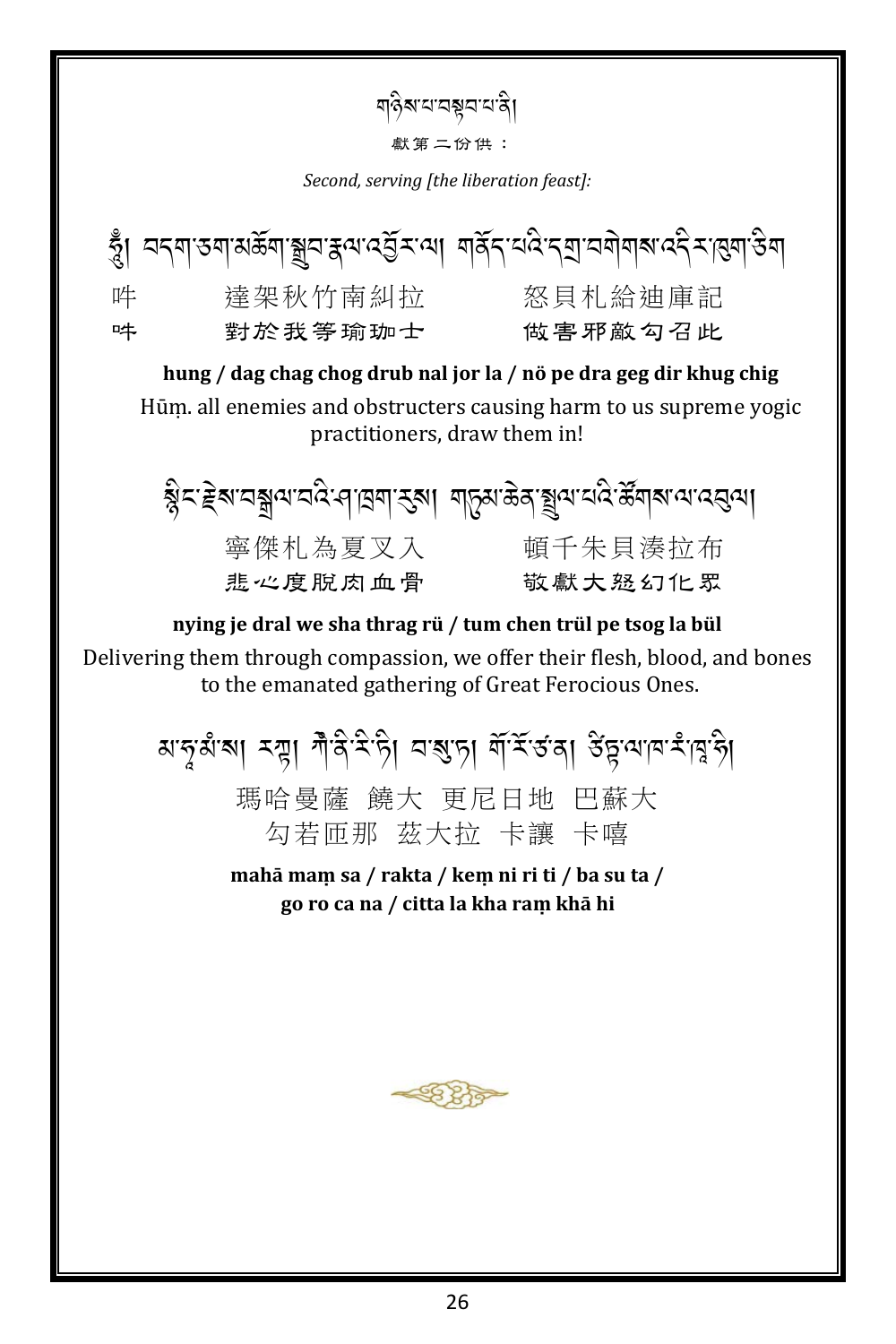གཉིས་པ་བསྟབ་པ་ནི།

獻第二份供：

*Second, serving [the liberation feast]:*

ཧཱུྃ། བདག་ཅག་མཆོག་སྒྲུབ་རྣལ་འབྱོར་ལ། གནོད་པའི་དགྲ་བགེགས་འདིར་ཁུག་ཅིག

吽　　達架秋竹南紏拉　　怒貝札給迪庫記

吽　　對於我等瑜珈士　　做害邪敵勾召此

**hung / dag chag chog drub nal jor la / nö pe dra geg dir khug chig**

Hūṃ. all enemies and obstructers causing harm to us supreme yogic practitioners, draw them in!

སྙིང་རྗེས་བསྒྲལ་བའི་ཤ་ཁྲག་རུས། གཏུམ་ཆེན་སྤྲུལ་པའི་ཚོགས་ལ་འབུལ།

寧傑札為夏叉入　　頓千朱貝湊拉布

悲心度脫肉血骨　　敬獻大怒幻化眾

**nying je dral we sha thrag rü / tum chen trül pe tsog la bül**

Delivering them through compassion, we offer their flesh, blood, and bones to the emanated gathering of Great Ferocious Ones.

མ་ཧཱ་མཱཾ་ས། རཀྟ། ཀེ་ནི་རི་ཏི། བ་སུ་ཏ། གོ་རོ་ཙ་ན། ཙིཏྟ་ལ་ཁ་རཾ་ཁཱ་ཧི།

瑪哈曼薩　饒大　更尼日地　巴蘇大

勾若匝那　茲大拉　卡讓　卡嘻

**mahā maṃ sa / rakta / keṃ ni ri ti / ba su ta /**
**go ro ca na / citta la kha raṃ khā hi**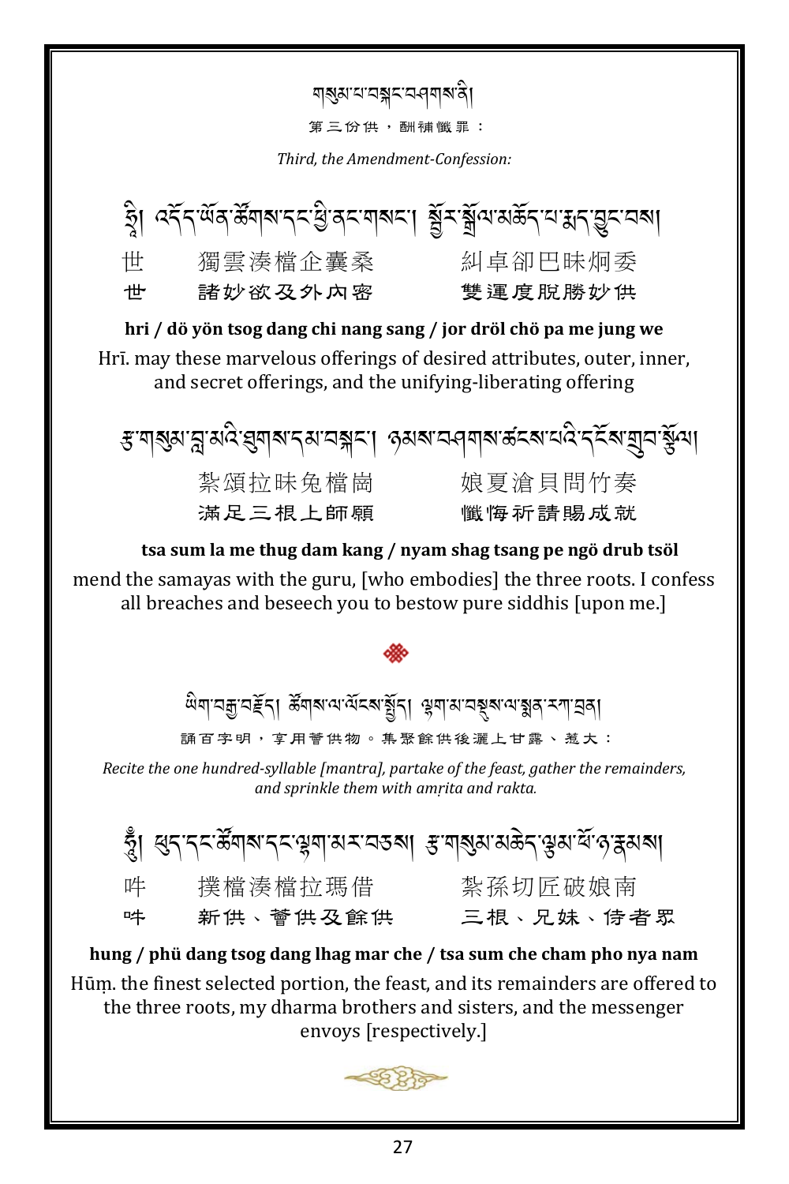གསུམ་པ་བསྐང་བཤགས་ནི།

第三份供，酬補懺罪：

*Third, the Amendment-Confession:*

ཧྲཱི། འདོད་ཡོན་ཚོགས་དང་ཕྱི་ནང་གསང་། སྦྱོར་སྒྲོལ་མཆོད་པ་སྨད་བྱུང་བས།

世　獨雲湊檔企囊桑　糾卓卻巴昧炯委

世　諸妙欲及外內密　雙運度脫勝妙供

**hri / dö yön tsog dang chi nang sang / jor dröl chö pa me jung we**

Hrī. may these marvelous offerings of desired attributes, outer, inner, and secret offerings, and the unifying-liberating offering

རྩ་གསུམ་བླ་མའི་ཐུགས་དམ་བསྐང་། ཉམས་བཤགས་ཚངས་པའི་དངོས་གྲུབ་སྩོལ།

紮頌拉昧兔檔崗　娘夏滄貝問竹奏

滿足三根上師願　懺悔祈請賜成就

**tsa sum la me thug dam kang / nyam shag tsang pe ngö drub tsöl**

mend the samayas with the guru, [who embodies] the three roots. I confess all breaches and beseech you to bestow pure siddhis [upon me.]

ཡིག་བརྒྱ་བརྗོད། ཚོགས་ལ་ལོངས་སྤྱོད། ལྷག་མ་བསྡུས་ལ་སྨན་རཀ་བྲན།

誦百字明，享用薈供物。集聚餘供後灑上甘露、惹大：

*Recite the one hundred-syllable [mantra], partake of the feast, gather the remainders, and sprinkle them with amṛita and rakta.*

ཧཱུྃ། ཕུད་དང་ཚོགས་དང་ལྷག་མར་བཅས། རྩ་གསུམ་མཆེད་ལྕམ་ཕོ་ཉ་རྣམས།

吽　撲檔湊檔拉瑪借　紮孫切匠破娘南

吽　新供、薈供及餘供　三根、兄妹、侍者眾

**hung / phü dang tsog dang lhag mar che / tsa sum che cham pho nya nam**

Hūṃ. the finest selected portion, the feast, and its remainders are offered to the three roots, my dharma brothers and sisters, and the messenger envoys [respectively.]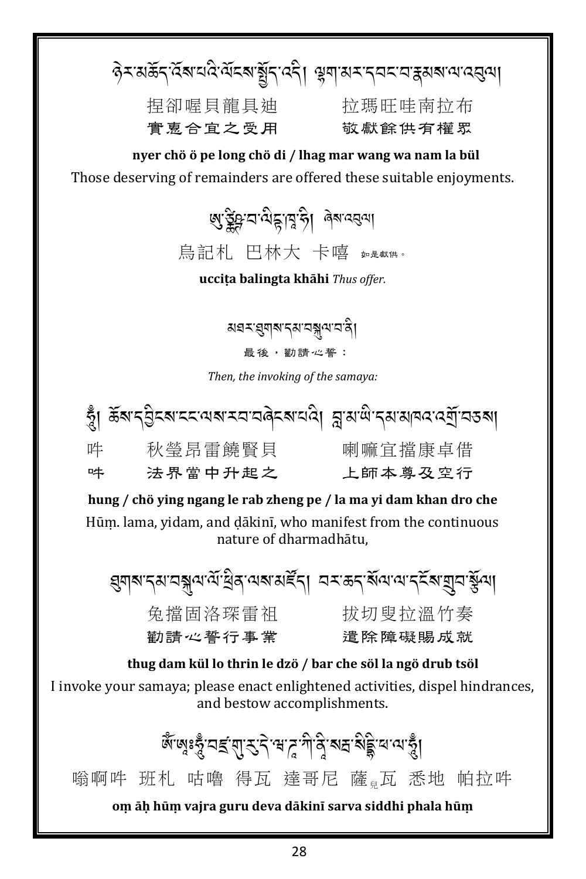ཉེར་མཆོད་འོས་པའི་ལོངས་སྤྱོད་འདི། ལྷག་མར་དབང་བ་རྣམས་ལ་འབུལ།

捏卻喔貝龍具迪　　　拉瑪旺哇南拉布

實惠合宜之受用　　　敬獻餘供有權眾

**nyer chö ö pe long chö di / lhag mar wang wa nam la bül**

Those deserving of remainders are offered these suitable enjoyments.

ཨུ་ཙྪིཥྚ་བ་ལིངྟ་ཁཱ་ཧི། ཞེས་འབུལ།

烏記札　巴林大　卡嘻　如是獻供。

**ucciṭa balingta khāhi** *Thus offer.*

མཐར་ཐུགས་དམ་བསྐུལ་བ་ནི།

最後，勸請心誓：

*Then, the invoking of the samaya:*

ཧཱུྃ། ཆོས་དབྱིངས་ངང་ལས་རབ་བཞེངས་པའི། བླ་མ་ཡི་དམ་མཁའ་འགྲོ་བཅས།

吽　　秋瑩昂雷饒賢貝　　　喇嘛宜擋康卓借

吽　　法界當中升起之　　　上師本尊及空行

**hung / chö ying ngang le rab zheng pe / la ma yi dam khan dro che**

Hūṃ. lama, yidam, and ḍākinī, who manifest from the continuous nature of dharmadhātu,

ཐུགས་དམ་བསྐུལ་ལོ་ཕྲིན་ལས་མཛོད། བར་ཆད་སོལ་ལ་དངོས་གྲུབ་སྩོལ།

兔擋固洛琛雷祖　　　拔切叟拉溫竹奏

勸請心誓行事業　　　遣除障礙賜成就

**thug dam kül lo thrin le dzö / bar che söl la ngö drub tsöl**

I invoke your samaya; please enact enlightened activities, dispel hindrances, and bestow accomplishments.

ཨོཾ་ཨཱཿཧཱུྃ་བཛྲ་གུ་རུ་དེ་ཝ་ཌཱ་ཀི་ནི་སརྦ་སིདྡྷི་ཕ་ལ་ཧཱུྃ།

嗡啊吽　班札　咕嚕　得瓦　達哥尼　薩兒瓦　悉地　帕拉吽

**oṃ āḥ hūṃ vajra guru deva dākinī sarva siddhi phala hūṃ**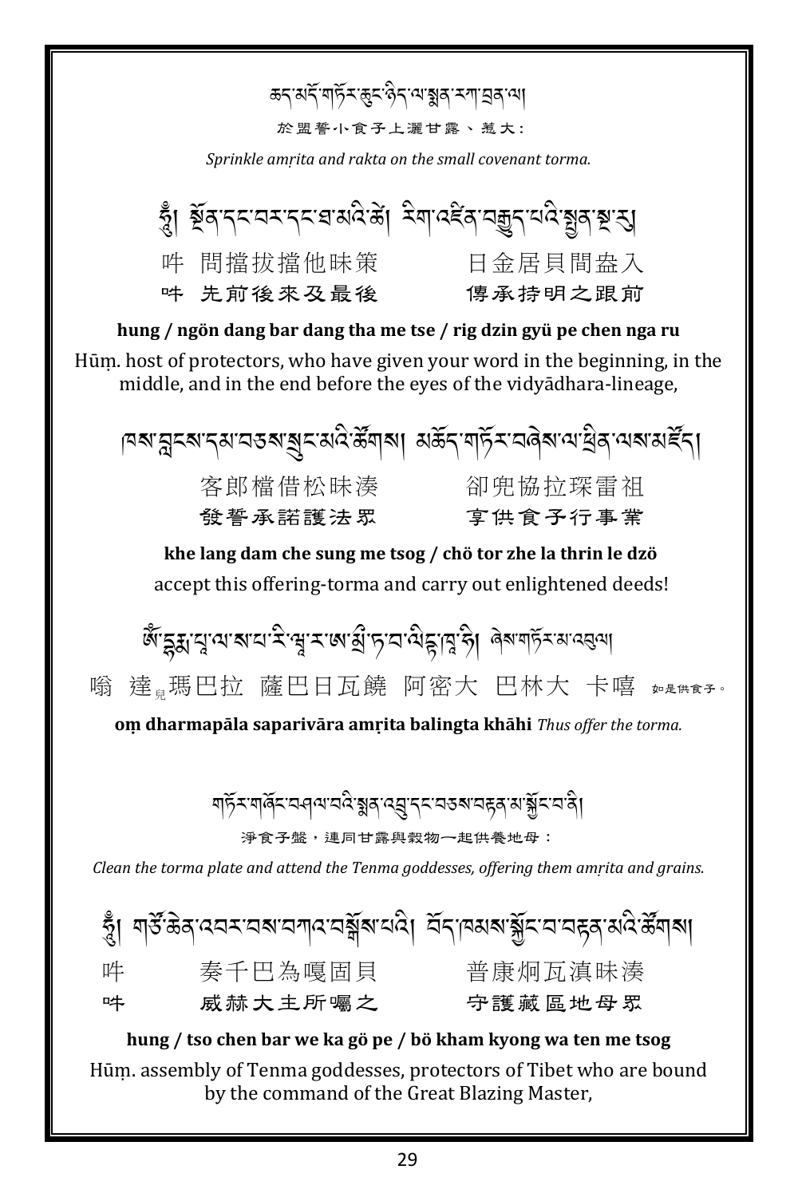ཆད་མདོ་གཏོར་ཆུང་ཉིད་ལ་སྨན་རཀྟ་བྲན་ལ།

於盟誓小食子上灑甘露、惹大：

*Sprinkle amṛita and rakta on the small covenant torma.*

ཧཱུྃ། སྔོན་དང་བར་དང་ཐ་མའི་ཚེ། རིག་འཛིན་བརྒྱུད་པའི་སྤྱན་སྔ་རུ།

吽 問擋拔擋他昧策　　日金居貝間盎入

吽 先前後來及最後　　傳承持明之跟前

**hung / ngön dang bar dang tha me tse / rig dzin gyü pe chen nga ru**

Hūṃ. host of protectors, who have given your word in the beginning, in the middle, and in the end before the eyes of the vidyādhara-lineage,

ཁས་བླངས་དམ་བཅས་སྲུང་མའི་ཚོགས། མཆོད་གཏོར་བཞེས་ལ་ཕྲིན་ལས་མཛོད།

客郎檔借松昧湊　　卻兜協拉琛雷祖

發誓承諾護法眾　　享供食子行事業

**khe lang dam che sung me tsog / chö tor zhe la thrin le dzö**

accept this offering-torma and carry out enlightened deeds!

ཨོཾ་དྷརྨ་པཱ་ལ་སཔ་རི་ཝཱ་ར་ཨ་མྲྀ་ཏ་བ་ལིངྟ་ཁཱ་ཧི། ཞེས་གཏོར་མ་འབུལ།

嗡 達ₘ瑪巴拉 薩巴日瓦饒 阿密大 巴林大 卡嘻 如是供食子。

**oṃ dharmapāla saparivāra amṛita balingta khāhi** *Thus offer the torma.*

གཏོར་གཞོང་བཤལ་བའི་སྨན་འབྲུ་དང་བཅས་བརྟན་མ་སྐྱོང་བ་ནི།

淨食子盤，連同甘露與穀物一起供養地母：

*Clean the torma plate and attend the Tenma goddesses, offering them amṛita and grains.*

ཧཱུྃ། གཙོ་ཆེན་འབར་བས་བཀའ་བསྒོས་པའི། བོད་ཁམས་སྐྱོང་བ་བརྟན་མའི་ཚོགས།

吽　　奏千巴為嘎固貝　　普康炯瓦滇昧湊

吽　　威赫大主所囑之　　守護藏區地母眾

**hung / tso chen bar we ka gö pe / bö kham kyong wa ten me tsog**

Hūṃ. assembly of Tenma goddesses, protectors of Tibet who are bound by the command of the Great Blazing Master,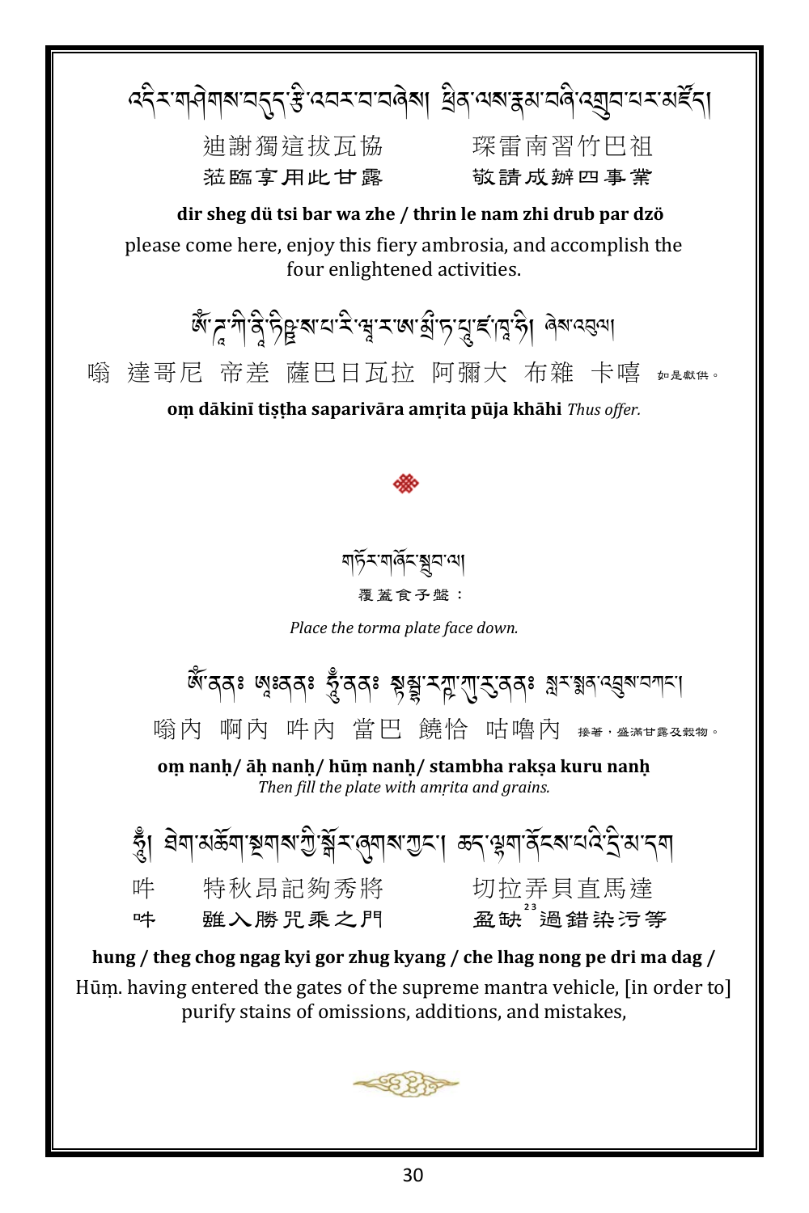འདིར་གཤེགས་བདུད་རྩི་འབར་བ་བཞེས། ཕྲིན་ལས་རྣམ་བཞི་འགྲུབ་པར་མཛོད།

迪謝獨這拔瓦協　　琛雷南習竹巴祖

蒞臨享用此甘露　　敬請成辦四事業

**dir sheg dü tsi bar wa zhe / thrin le nam zhi drub par dzö**

please come here, enjoy this fiery ambrosia, and accomplish the four enlightened activities.

ཨོཾ་ཌཱ་ཀི་ནི་ཏིཥྛ་ས་པ་རི་ཝཱ་ར་ཨ་མྲྀ་ཏ་པཱུ་ཛ་ཁཱ་ཧི། ཞེས་འབུལ།

嗡 達哥尼 帝差 薩巴日瓦拉 阿彌大 布雜 卡嘻 如是獻供。

**oṃ dākinī tiṣṭha saparivāra amṛita pūja khāhi** *Thus offer.*

---

གཏོར་གཞོང་སྦུབ་ལ།

覆蓋食子盤：

*Place the torma plate face down.*

ཨོཾ་ནནཿ ཨཱཿནནཿ ཧཱུཾ་ནནཿ སྟམྦྷ་རཀྵ་ཀུ་རུ་ནནཿ སྣར་སྣན་འབྲུས་བཀང་།

嗡內 啊內 吽內 當巴 饒恰 咕嚕內 接著，盛滿甘露及穀物。

**oṃ nanḥ/ āḥ nanḥ/ hūṃ nanḥ/ stambha rakṣa kuru nanḥ**

*Then fill the plate with amṛita and grains.*

ཧཱུྃ། ཐེག་མཆོག་སྔགས་ཀྱི་སྒོར་ཞུགས་ཀྱང་། ཆད་ལྷག་ནོངས་པའི་དྲི་མ་དག

吽　　特秋昂記夠秀將　　切拉弄貝直馬達

吽　　雖入勝咒乘之門　　盈缺[23]過錯染污等

**hung / theg chog ngag kyi gor zhug kyang / che lhag nong pe dri ma dag /**

Hūṃ. having entered the gates of the supreme mantra vehicle, [in order to] purify stains of omissions, additions, and mistakes,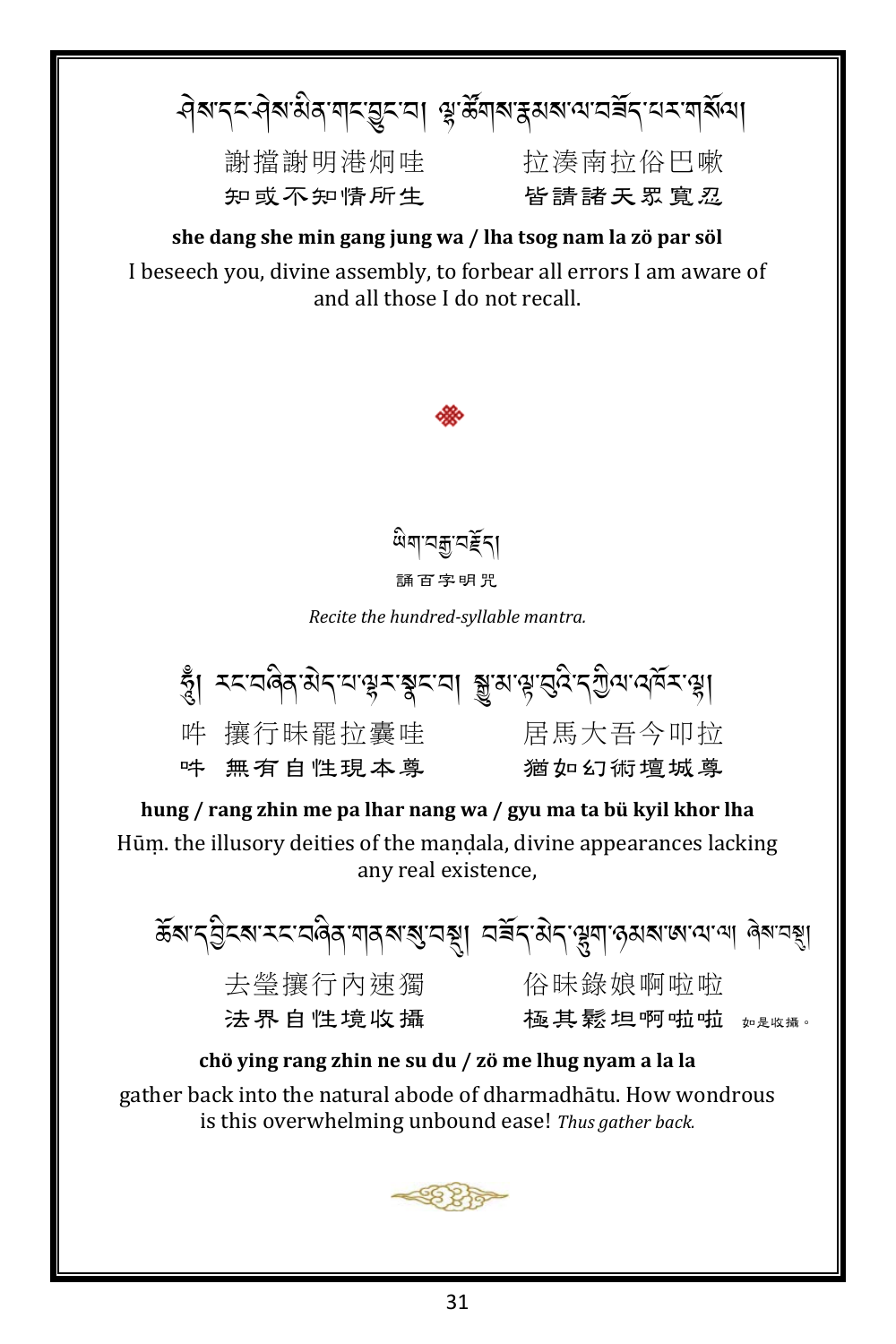ཤེས་དང་ཤེས་མིན་གང་བྱུང་བ། ལྷ་ཚོགས་རྣམས་ལ་བཟོད་པར་གསོལ།

謝擋謝明港炯哇　　　拉湊南拉俗巴啾

知或不知情所生　　　皆請諸天眾寬忍

**she dang she min gang jung wa / lha tsog nam la zö par söl**

I beseech you, divine assembly, to forbear all errors I am aware of and all those I do not recall.

ཡིག་བརྒྱ་བཟླ།

誦百字明咒

*Recite the hundred-syllable mantra.*

ཧཱུྃ། རང་བཞིན་མེད་པ་ལྷར་སྣང་བ། སྒྱུ་མ་ལྟ་བུའི་དཀྱིལ་འཁོར་ལྷ།

吽　攘行昧罷拉囊哇　　　居馬大吾今叩拉

吽　無有自性現本尊　　　猶如幻術壇城尊

**hung / rang zhin me pa lhar nang wa / gyu ma ta bü kyil khor lha**

Hūṃ. the illusory deities of the maṇḍala, divine appearances lacking any real existence,

ཆོས་དབྱིངས་རང་བཞིན་གནས་སུ་བསྡུ། བཟོད་མེད་ལྷུག་ཉམས་ཨ་ལ་ལ། ཞེས་བསྡུ།

去瑩攘行內速獨　　　俗昧錄娘啊啦啦

法界自性境收攝　　　極其鬆坦啊啦啦　如是收攝。

**chö ying rang zhin ne su du / zö me lhug nyam a la la**

gather back into the natural abode of dharmadhātu. How wondrous is this overwhelming unbound ease! *Thus gather back.*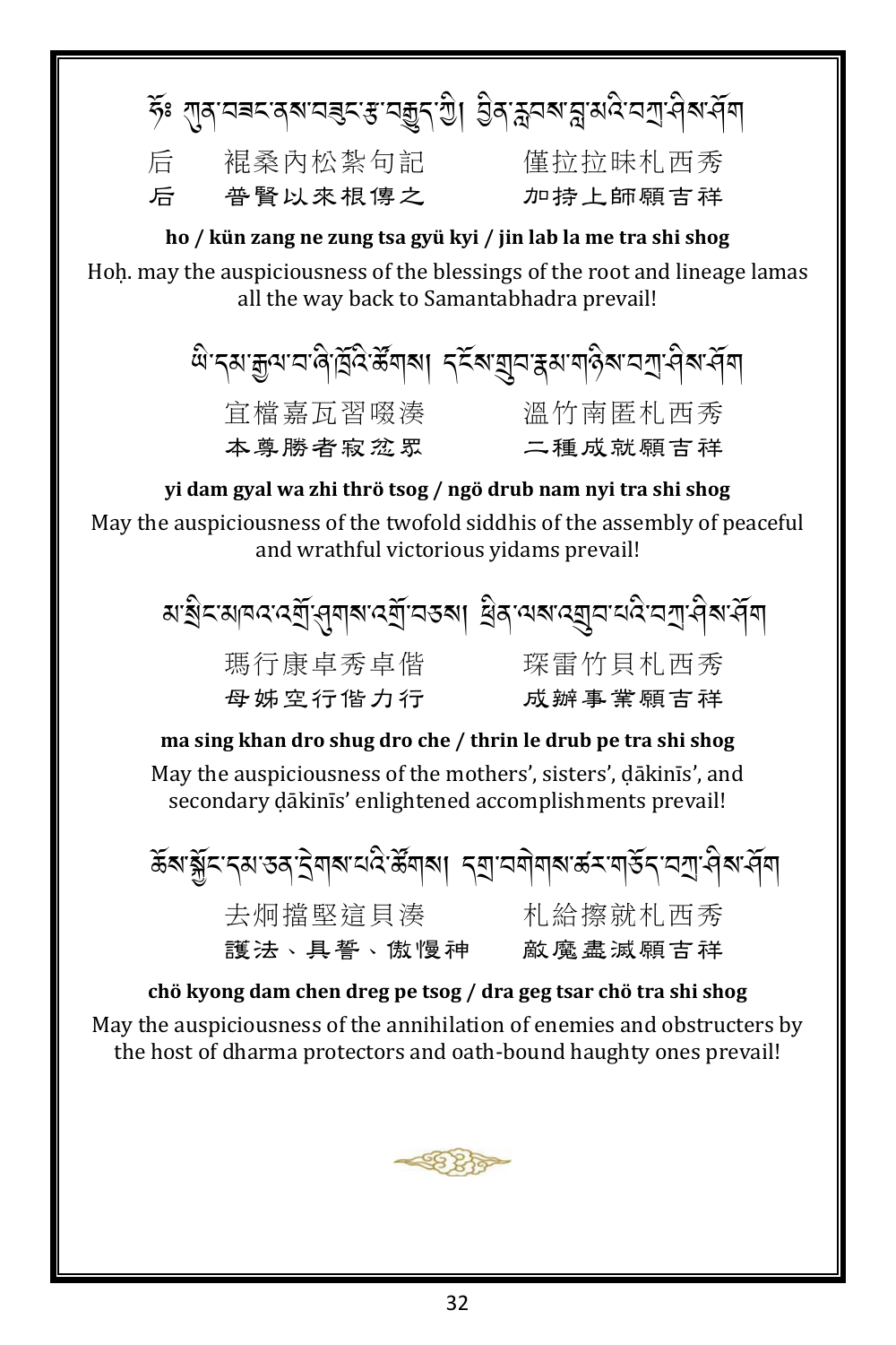ཧོཿ ཀུན་བཟང་ནས་བཟུང་རྩ་བརྒྱུད་ཀྱི། བྱིན་རླབས་བླ་མའི་བཀྲ་ཤིས་ཤོག

后　　裩桑內松紮句記　　　　僅拉拉昧札西秀
后　　普賢以來根傳之　　　　加持上師願吉祥

**ho / kün zang ne zung tsa gyü kyi / jin lab la me tra shi shog**

Hoḥ. may the auspiciousness of the blessings of the root and lineage lamas all the way back to Samantabhadra prevail!

ཡི་དམ་རྒྱལ་བ་ཞི་ཁྲོའི་ཚོགས། དངོས་གྲུབ་རྣམ་གཉིས་བཀྲ་ཤིས་ཤོག

宜檔嘉瓦習啜湊　　　　溫竹南匿札西秀
本尊勝者寂忿眾　　　　二種成就願吉祥

**yi dam gyal wa zhi thrö tsog / ngö drub nam nyi tra shi shog**

May the auspiciousness of the twofold siddhis of the assembly of peaceful and wrathful victorious yidams prevail!

མ་སྲིང་མཁའ་འགྲོ་ཕྱུགས་འགྲོ་བཅས། ཕྲིན་ལས་འགྲུབ་པའི་བཀྲ་ཤིས་ཤོག

瑪行康卓秀卓偕　　　　琛雷竹貝札西秀
母姊空行偕力行　　　　成辦事業願吉祥

**ma sing khan dro shug dro che / thrin le drub pe tra shi shog**

May the auspiciousness of the mothers', sisters', ḍākinīs', and secondary ḍākinīs' enlightened accomplishments prevail!

ཆོས་སྐྱོང་དམ་ཅན་དྲེགས་པའི་ཚོགས། དགྲ་བགེགས་ཚར་གཅོད་བཀྲ་ཤིས་ཤོག

去炯擋堅這貝湊　　　　札給擦就札西秀
護法、具誓、傲慢神　　敵魔盡滅願吉祥

**chö kyong dam chen dreg pe tsog / dra geg tsar chö tra shi shog**

May the auspiciousness of the annihilation of enemies and obstructers by the host of dharma protectors and oath-bound haughty ones prevail!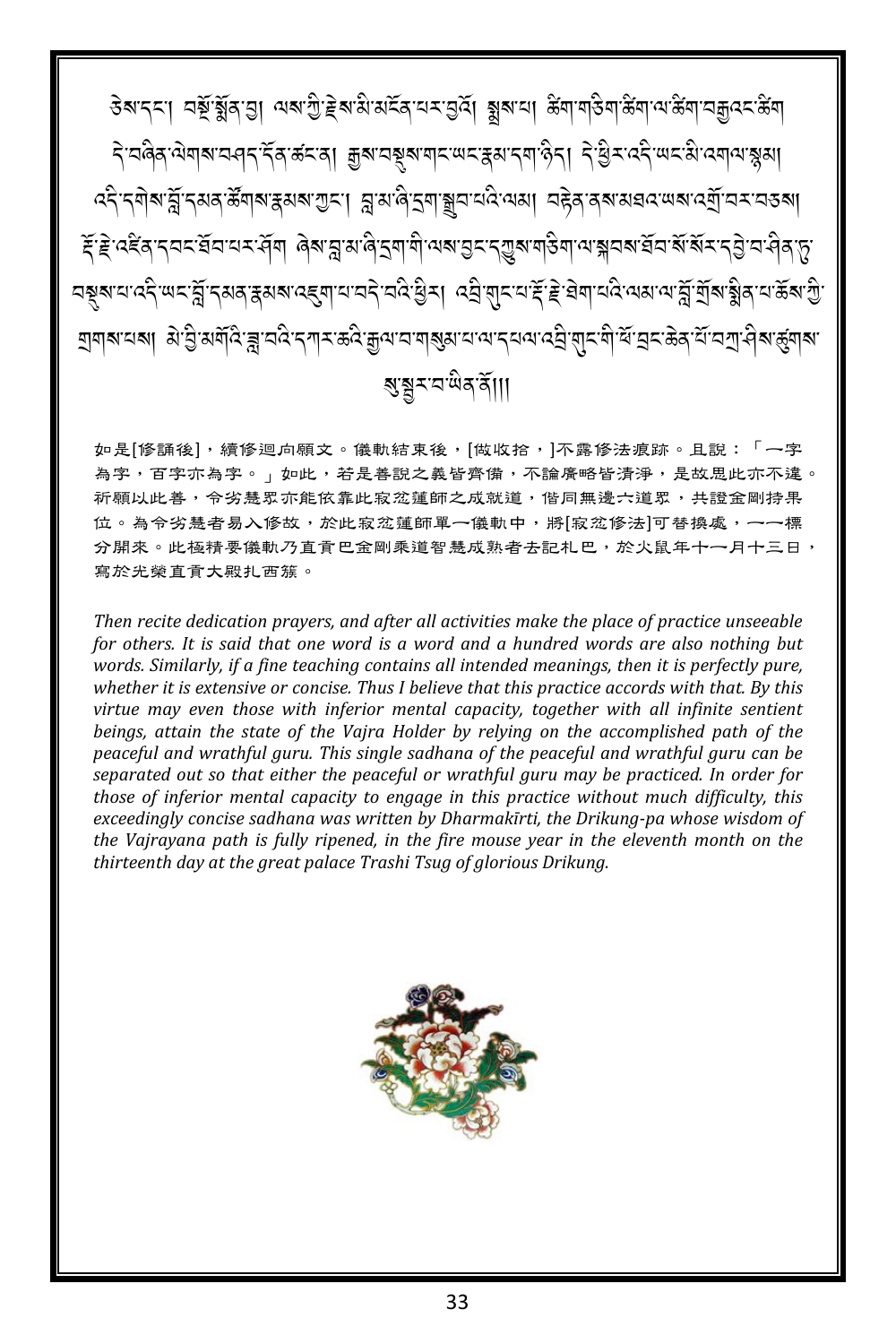ཅེས་དང་། བསྔོ་སྨོན་བྱ། ལས་ཀྱི་རྗེས་མི་མངོན་པར་བྱའོ། སྐབས་པ། ཚིག་གཅིག་ཚིག་ལ་ཚིག་བརྒྱའང་ཚིག དེ་བཞིན་ལེགས་བཤད་དོན་ཚང་ན། རྒྱས་བསྡུས་གང་ཡང་རྣམ་དག་ཉིད། དེ་ཕྱིར་འདི་ཡང་མི་འགལ་སྙམ། འདི་དགེས་བློ་དམན་ཚོགས་རྣམས་ཀྱང་། བླ་མ་ཞི་དྲག་སྒྲུབ་པའི་ལམ། བརྟེན་ནས་མཐའ་ཡས་འགྲོ་བར་བཅས། རྡོ་རྗེ་འཛིན་དབང་ཐོབ་པར་ཤོག ཞེས་བླ་མ་ཞི་དྲག་གི་ལས་བྱང་དཀྱུས་གཅིག་ལ་སྐབས་ཐོབ་སོ་སོར་དབྱེ་བ་ཤེས་ཏུ་བསྡུས་པ་འདི་ཡང་བློ་དམན་རྣམས་འཇུག་པ་བདེ་བའི་ཕྱིར། འབྲི་གུང་པ་རྡོ་རྗེ་ཐེག་པའི་ལམ་ལ་བློ་གྲོས་སྨིན་པ་ཆོས་ཀྱི་གྲགས་པས། མེ་ཕྱི་མགོའི་ཟླ་བའི་དཀར་ཚེའི་རྒྱལ་བ་གསུམ་པ་ལ་དཔལ་འབྲི་གུང་གི་ཕོ་བྲང་ཆེན་པོ་བཀྲ་ཤིས་རྩུགས་སུ་སྦྱར་བ་ཡིན་ནོ།།

如是[修誦後]，續修迴向願文。儀軌結束後，[做收拾，]不露修法痕跡。且說：「一字為字，百字亦為字。」如此，若是善說之義皆齊備，不論廣略皆清淨，是故思此亦不違。祈願以此善，令劣慧眾亦能依靠此寂忿蓮師之成就道，偕同無邊六道眾，共證金剛持果位。為令劣慧者易入修故，於此寂忿蓮師單一儀軌中，將[寂忿修法]可替換處，一一標分開來。此極精要儀軌乃直貢巴金剛乘道智慧成熟者去記札巴，於火鼠年十一月十三日，寫於光榮直貢大殿扎西簇。

*Then recite dedication prayers, and after all activities make the place of practice unseeable for others. It is said that one word is a word and a hundred words are also nothing but words. Similarly, if a fine teaching contains all intended meanings, then it is perfectly pure, whether it is extensive or concise. Thus I believe that this practice accords with that. By this virtue may even those with inferior mental capacity, together with all infinite sentient beings, attain the state of the Vajra Holder by relying on the accomplished path of the peaceful and wrathful guru. This single sadhana of the peaceful and wrathful guru can be separated out so that either the peaceful or wrathful guru may be practiced. In order for those of inferior mental capacity to engage in this practice without much difficulty, this exceedingly concise sadhana was written by Dharmakīrti, the Drikung-pa whose wisdom of the Vajrayana path is fully ripened, in the fire mouse year in the eleventh month on the thirteenth day at the great palace Trashi Tsug of glorious Drikung.*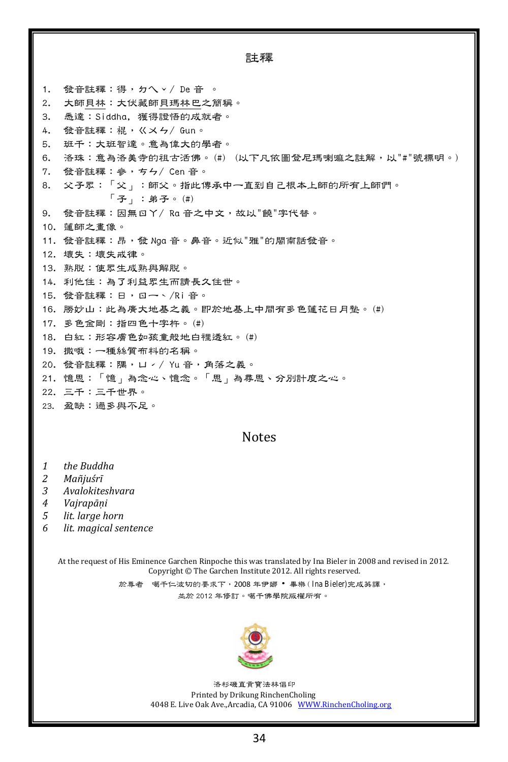## 註釋

1. 發音註釋：得，ㄉㄟˇ/ De 音 。
2. 大師貝林：大伏藏師貝瑪林巴之簡稱。
3. 悉達：Siddha, 獲得證悟的成就者。
4. 發音註釋：袞，ㄍㄨㄣ/ Gun。
5. 班千：大班智達。意為偉大的學者。
6. 洛珠：意為洛美寺的祖古活佛。(#) (以下凡依圖登尼瑪喇嘛之註解，以"#"號標明。)
7. 發音註釋：參，ㄘㄣ/ Cen 音。
8. 父子眾：「父」：師父。指此傳承中一直到自己根本上師的所有上師們。
   「子」：弟子。(#)
9. 發音註釋：因無ㄖㄚ/ Ra 音之中文，故以"饒"字代替。
10. 蓮師之畫像。
11. 發音註釋：昂，發 Nga 音。鼻音。近似"雅"的閩南話發音。
12. 壞失：壞失戒律。
13. 熟脫：使眾生成熟與解脫。
14. 利他住：為了利益眾生而請長久住世。
15. 發音註釋：日，ㄖㄧˋ/Ri 音。
16. 勝妙山：此為廣大地基之義。即於地基上中間有多色蓮花日月墊。(#)
17. 多色金剛：指四色十字杵。(#)
18. 白紅：形容膚色如孩童般地白裡透紅。(#)
19. 撒哦：一種絲質布料的名稱。
20. 發音註釋：隅，ㄩˊ/ Yu 音，角落之義。
21. 憶思：「憶」為念心、憶念。「思」為尋思、分別計度之心。
22. 三千：三千世界。
23. 盈缺：過多與不足。

## Notes

1 *the Buddha*
2 *Mañjuśrī*
3 *Avalokiteshvara*
4 *Vajrapāṇi*
5 *lit. large horn*
6 *lit. magical sentence*

At the request of His Eminence Garchen Rinpoche this was translated by Ina Bieler in 2008 and revised in 2012.
Copyright © The Garchen Institute 2012. All rights reserved.

於尊者 噶千仁波切的要求下，2008 年伊娜 • 畢樂(Ina Bieler)完成英譯，
並於 2012 年修訂。噶千佛學院版權所有。

洛杉磯直貢寶法林倡印
Printed by Drikung RinchenCholing
4048 E. Live Oak Ave.,Arcadia, CA 91006 WWW.RinchenCholing.org